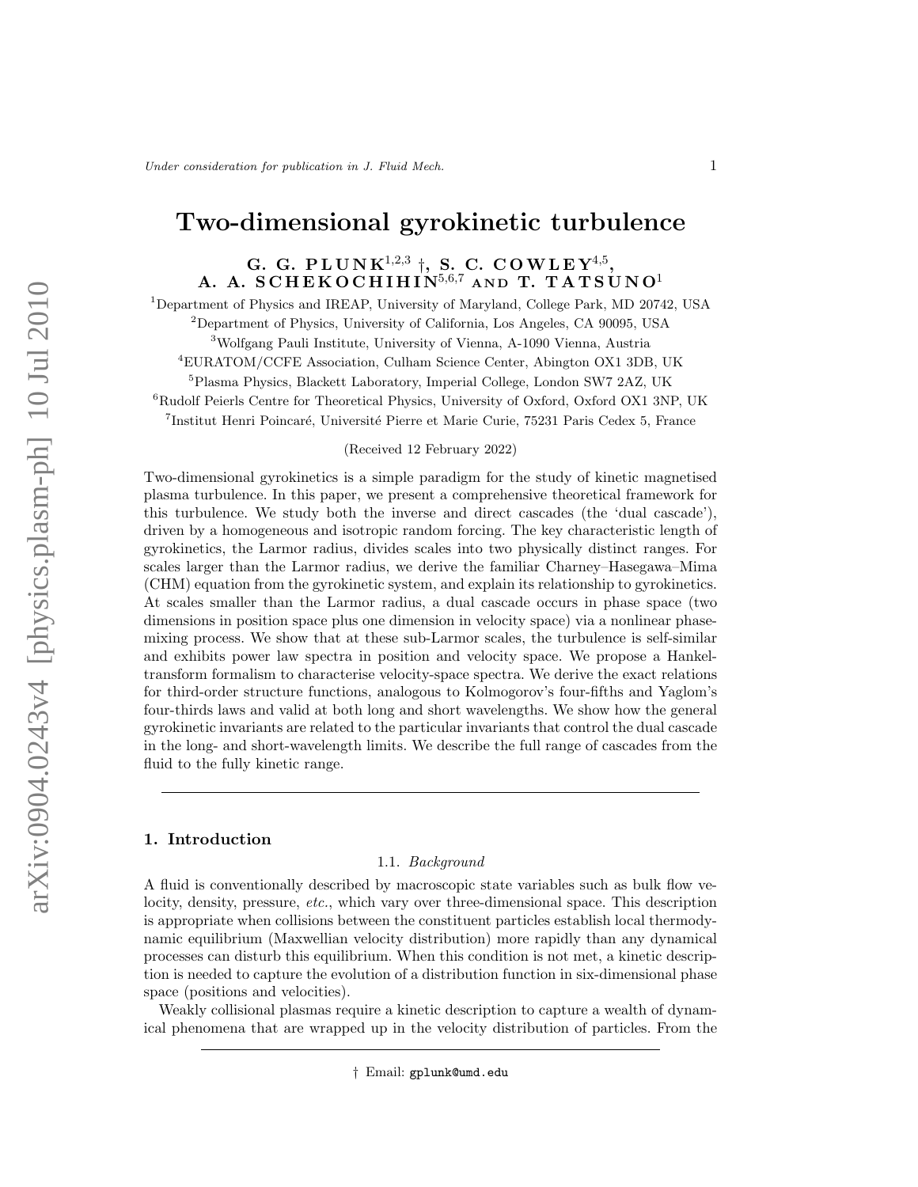# Two-dimensional gyrokinetic turbulence

**G. G. PLUNK**[1,2,3] †**, S. C. COWLEY**[4,5]**, A. A. SCHEKOCHIHIN**[5,6,7] **and T. TATSUNO**[1]

[1]Department of Physics and IREAP, University of Maryland, College Park, MD 20742, USA

[2]Department of Physics, University of California, Los Angeles, CA 90095, USA

[3]Wolfgang Pauli Institute, University of Vienna, A-1090 Vienna, Austria

[4]EURATOM/CCFE Association, Culham Science Center, Abingon OX1 3DB, UK

[5]Plasma Physics, Blackett Laboratory, Imperial College, London SW7 2AZ, UK

[6]Rudolf Peierls Centre for Theoretical Physics, University of Oxford, Oxford OX1 3NP, UK

[7]Institut Henri Poincaré, Université Pierre et Marie Curie, 75231 Paris Cedex 5, France

(Received 12 February 2022)

Two-dimensional gyrokinetics is a simple paradigm for the study of kinetic magnetised plasma turbulence. In this paper, we present a comprehensive theoretical framework for this turbulence. We study both the inverse and direct cascades (the 'dual cascade'), driven by a homogeneous and isotropic random forcing. The key characteristic length of gyrokinetics, the Larmor radius, divides scales into two physically distinct ranges. For scales larger than the Larmor radius, we derive the familiar Charney–Hasegawa–Mima (CHM) equation from the gyrokinetic system, and explain its relationship to gyrokinetics. At scales smaller than the Larmor radius, a dual cascade occurs in phase space (two dimensions in position space plus one dimension in velocity space) via a nonlinear phase-mixing process. We show that at these sub-Larmor scales, the turbulence is self-similar and exhibits power law spectra in position and velocity space. We propose a Hankel-transform formalism to characterise velocity-space spectra. We derive the exact relations for third-order structure functions, analogous to Kolmogorov's four-fifths and Yaglom's four-thirds laws and valid at both long and short wavelengths. We show how the general gyrokinetic invariants are related to the particular invariants that control the dual cascade in the long- and short-wavelength limits. We describe the full range of cascades from the fluid to the fully kinetic range.

## 1. Introduction

### 1.1. *Background*

A fluid is conventionally described by macroscopic state variables such as bulk flow velocity, density, pressure, *etc.*, which vary over three-dimensional space. This description is appropriate when collisions between the constituent particles establish local thermodynamic equilibrium (Maxwellian velocity distribution) more rapidly than any dynamical processes can disturb this equilibrium. When this condition is not met, a kinetic description is needed to capture the evolution of a distribution function in six-dimensional phase space (positions and velocities).

Weakly collisional plasmas require a kinetic description to capture a wealth of dynamical phenomena that are wrapped up in the velocity distribution of particles. From the

† Email: gplunk@umd.edu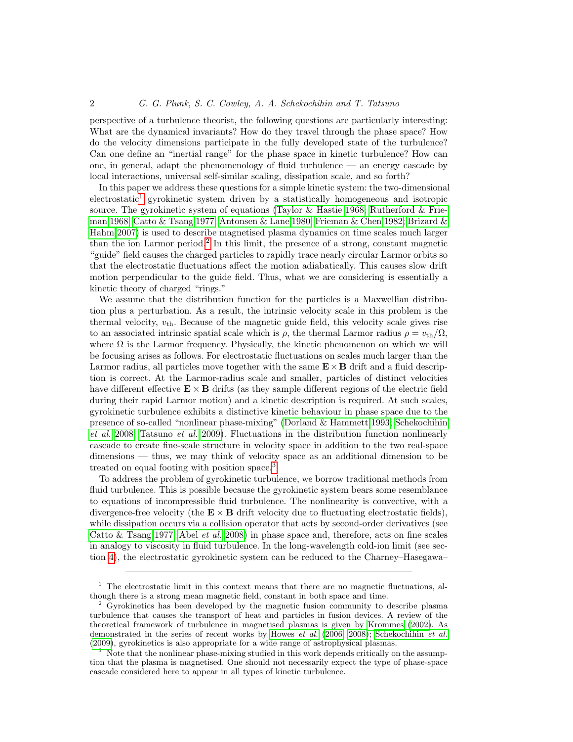perspective of a turbulence theorist, the following questions are particularly interesting: What are the dynamical invariants? How do they travel through the phase space? How do the velocity dimensions participate in the fully developed state of the turbulence? Can one define an "inertial range" for the phase space in kinetic turbulence? How can one, in general, adapt the phenomenology of fluid turbulence — an energy cascade by local interactions, universal self-similar scaling, dissipation scale, and so forth?

In this paper we address these questions for a simple kinetic system: the two-dimensional electrostatic[1] gyrokinetic system driven by a statistically homogeneous and isotropic source. The gyrokinetic system of equations (Taylor & Hastie 1968; Rutherford & Frieman 1968; Catto & Tsang 1977; Antonsen & Lane 1980; Frieman & Chen 1982; Brizard & Hahm 2007) is used to describe magnetised plasma dynamics on time scales much larger than the ion Larmor period.[2] In this limit, the presence of a strong, constant magnetic "guide" field causes the charged particles to rapidly trace nearly circular Larmor orbits so that the electrostatic fluctuations affect the motion adiabatically. This causes slow drift motion perpendicular to the guide field. Thus, what we are considering is essentially a kinetic theory of charged "rings."

We assume that the distribution function for the particles is a Maxwellian distribution plus a perturbation. As a result, the intrinsic velocity scale in this problem is the thermal velocity, $v_{\rm th}$. Because of the magnetic guide field, this velocity scale gives rise to an associated intrinsic spatial scale which is $\rho$, the thermal Larmor radius $\rho = v_{\rm th}/\Omega$, where $\Omega$ is the Larmor frequency. Physically, the kinetic phenomenon on which we will be focusing arises as follows. For electrostatic fluctuations on scales much larger than the Larmor radius, all particles move together with the same $\mathbf{E}\times\mathbf{B}$ drift and a fluid description is correct. At the Larmor-radius scale and smaller, particles of distinct velocities have different effective $\mathbf{E}\times\mathbf{B}$ drifts (as they sample different regions of the electric field during their rapid Larmor motion) and a kinetic description is required. At such scales, gyrokinetic turbulence exhibits a distinctive kinetic behaviour in phase space due to the presence of so-called "nonlinear phase-mixing" (Dorland & Hammett 1993; Schekochihin *et al.* 2008; Tatsuno *et al.* 2009). Fluctuations in the distribution function nonlinearly cascade to create fine-scale structure in velocity space in addition to the two real-space dimensions — thus, we may think of velocity space as an additional dimension to be treated on equal footing with position space.[3]

To address the problem of gyrokinetic turbulence, we borrow traditional methods from fluid turbulence. This is possible because the gyrokinetic system bears some resemblance to equations of incompressible fluid turbulence. The nonlinearity is convective, with a divergence-free velocity (the $\mathbf{E}\times\mathbf{B}$ drift velocity due to fluctuating electrostatic fields), while dissipation occurs via a collision operator that acts by second-order derivatives (see Catto & Tsang 1977; Abel *et al.* 2008) in phase space and, therefore, acts on fine scales in analogy to viscosity in fluid turbulence. In the long-wavelength cold-ion limit (see section 4), the electrostatic gyrokinetic system can be reduced to the Charney–Hasegawa–

---

[1] The electrostatic limit in this context means that there are no magnetic fluctuations, although there is a strong mean magnetic field, constant in both space and time.

[2] Gyrokinetics has been developed by the magnetic fusion community to describe plasma turbulence that causes the transport of heat and particles in fusion devices. A review of the theoretical framework of turbulence in magnetised plasmas is given by Krommes (2002). As demonstrated in the series of recent works by Howes *et al.* (2006, 2008); Schekochihin *et al.* (2009), gyrokinetics is also appropriate for a wide range of astrophysical plasmas.

[3] Note that the nonlinear phase-mixing studied in this work depends critically on the assumption that the plasma is magnetised. One should not necessarily expect the type of phase-space cascade considered here to appear in all types of kinetic turbulence.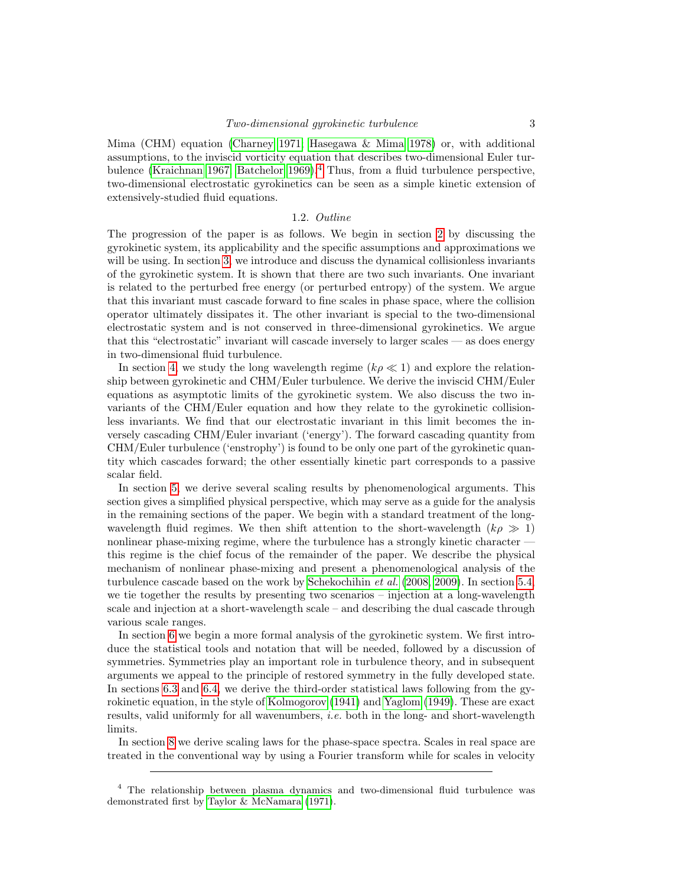Mima (CHM) equation (Charney 1971; Hasegawa & Mima 1978) or, with additional assumptions, to the inviscid vorticity equation that describes two-dimensional Euler turbulence (Kraichnan 1967; Batchelor 1969).[4] Thus, from a fluid turbulence perspective, two-dimensional electrostatic gyrokinetics can be seen as a simple kinetic extension of extensively-studied fluid equations.

### 1.2. *Outline*

The progression of the paper is as follows. We begin in section 2 by discussing the gyrokinetic system, its applicability and the specific assumptions and approximations we will be using. In section 3, we introduce and discuss the dynamical collisionless invariants of the gyrokinetic system. It is shown that there are two such invariants. One invariant is related to the perturbed free energy (or perturbed entropy) of the system. We argue that this invariant must cascade forward to fine scales in phase space, where the collision operator ultimately dissipates it. The other invariant is special to the two-dimensional electrostatic system and is not conserved in three-dimensional gyrokinetics. We argue that this "electrostatic" invariant will cascade inversely to larger scales — as does energy in two-dimensional fluid turbulence.

In section 4, we study the long wavelength regime ($k\rho \ll 1$) and explore the relationship between gyrokinetic and CHM/Euler turbulence. We derive the inviscid CHM/Euler equations as asymptotic limits of the gyrokinetic system. We also discuss the two invariants of the CHM/Euler equation and how they relate to the gyrokinetic collisionless invariants. We find that our electrostatic invariant in this limit becomes the inversely cascading CHM/Euler invariant ('energy'). The forward cascading quantity from CHM/Euler turbulence ('enstrophy') is found to be only one part of the gyrokinetic quantity which cascades forward; the other essentially kinetic part corresponds to a passive scalar field.

In section 5, we derive several scaling results by phenomenological arguments. This section gives a simplified physical perspective, which may serve as a guide for the analysis in the remaining sections of the paper. We begin with a standard treatment of the long-wavelength fluid regimes. We then shift attention to the short-wavelength ($k\rho \gg 1$) nonlinear phase-mixing regime, where the turbulence has a strongly kinetic character — this regime is the chief focus of the remainder of the paper. We describe the physical mechanism of nonlinear phase-mixing and present a phenomenological analysis of the turbulence cascade based on the work by Schekochihin *et al.* (2008, 2009). In section 5.4, we tie together the results by presenting two scenarios – injection at a long-wavelength scale and injection at a short-wavelength scale – and describing the dual cascade through various scale ranges.

In section 6 we begin a more formal analysis of the gyrokinetic system. We first introduce the statistical tools and notation that will be needed, followed by a discussion of symmetries. Symmetries play an important role in turbulence theory, and in subsequent arguments we appeal to the principle of restored symmetry in the fully developed state. In sections 6.3 and 6.4, we derive the third-order statistical laws following from the gyrokinetic equation, in the style of Kolmogorov (1941) and Yaglom (1949). These are exact results, valid uniformly for all wavenumbers, *i.e.* both in the long- and short-wavelength limits.

In section 8 we derive scaling laws for the phase-space spectra. Scales in real space are treated in the conventional way by using a Fourier transform while for scales in velocity

---

[4] The relationship between plasma dynamics and two-dimensional fluid turbulence was demonstrated first by Taylor & McNamara (1971).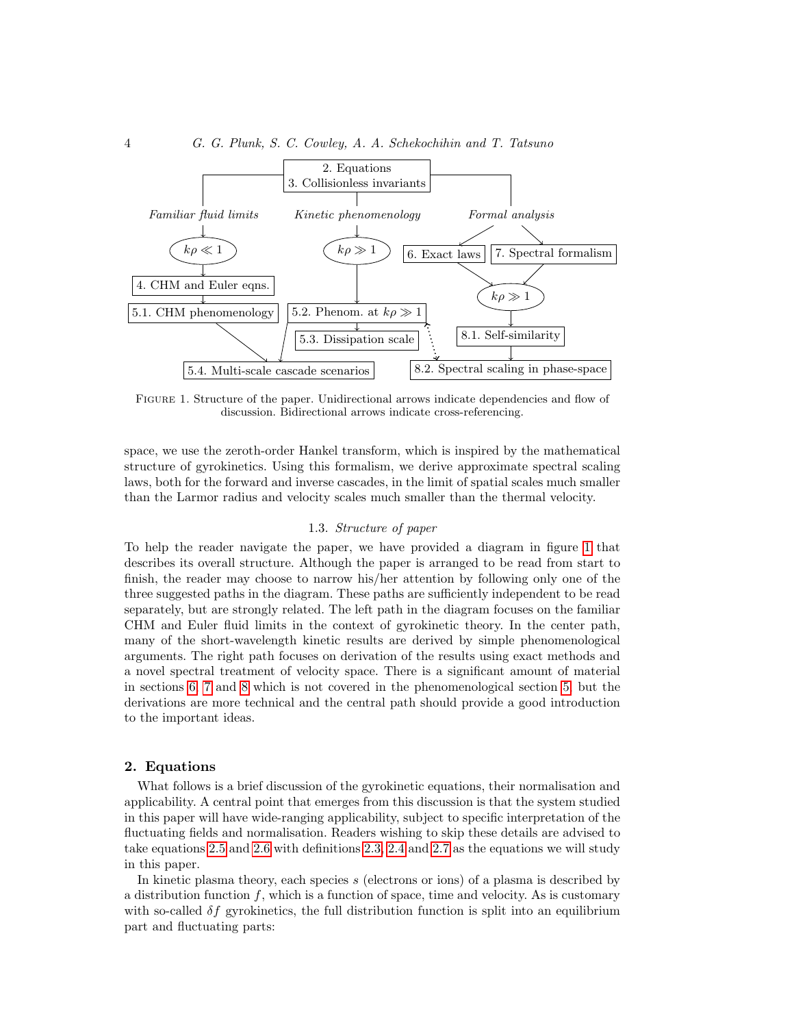FIGURE 1. Structure of the paper. Unidirectional arrows indicate dependencies and flow of discussion. Bidirectional arrows indicate cross-referencing.

space, we use the zeroth-order Hankel transform, which is inspired by the mathematical structure of gyrokinetics. Using this formalism, we derive approximate spectral scaling laws, both for the forward and inverse cascades, in the limit of spatial scales much smaller than the Larmor radius and velocity scales much smaller than the thermal velocity.

### 1.3. *Structure of paper*

To help the reader navigate the paper, we have provided a diagram in figure 1 that describes its overall structure. Although the paper is arranged to be read from start to finish, the reader may choose to narrow his/her attention by following only one of the three suggested paths in the diagram. These paths are sufficiently independent to be read separately, but are strongly related. The left path in the diagram focuses on the familiar CHM and Euler fluid limits in the context of gyrokinetic theory. In the center path, many of the short-wavelength kinetic results are derived by simple phenomenological arguments. The right path focuses on derivation of the results using exact methods and a novel spectral treatment of velocity space. There is a significant amount of material in sections 6, 7 and 8 which is not covered in the phenomenological section 5, but the derivations are more technical and the central path should provide a good introduction to the important ideas.

## 2. Equations

What follows is a brief discussion of the gyrokinetic equations, their normalisation and applicability. A central point that emerges from this discussion is that the system studied in this paper will have wide-ranging applicability, subject to specific interpretation of the fluctuating fields and normalisation. Readers wishing to skip these details are advised to take equations 2.5 and 2.6 with definitions 2.3, 2.4 and 2.7 as the equations we will study in this paper.

In kinetic plasma theory, each species $s$ (electrons or ions) of a plasma is described by a distribution function $f$, which is a function of space, time and velocity. As is customary with so-called $\delta f$ gyrokinetics, the full distribution function is split into an equilibrium part and fluctuating parts: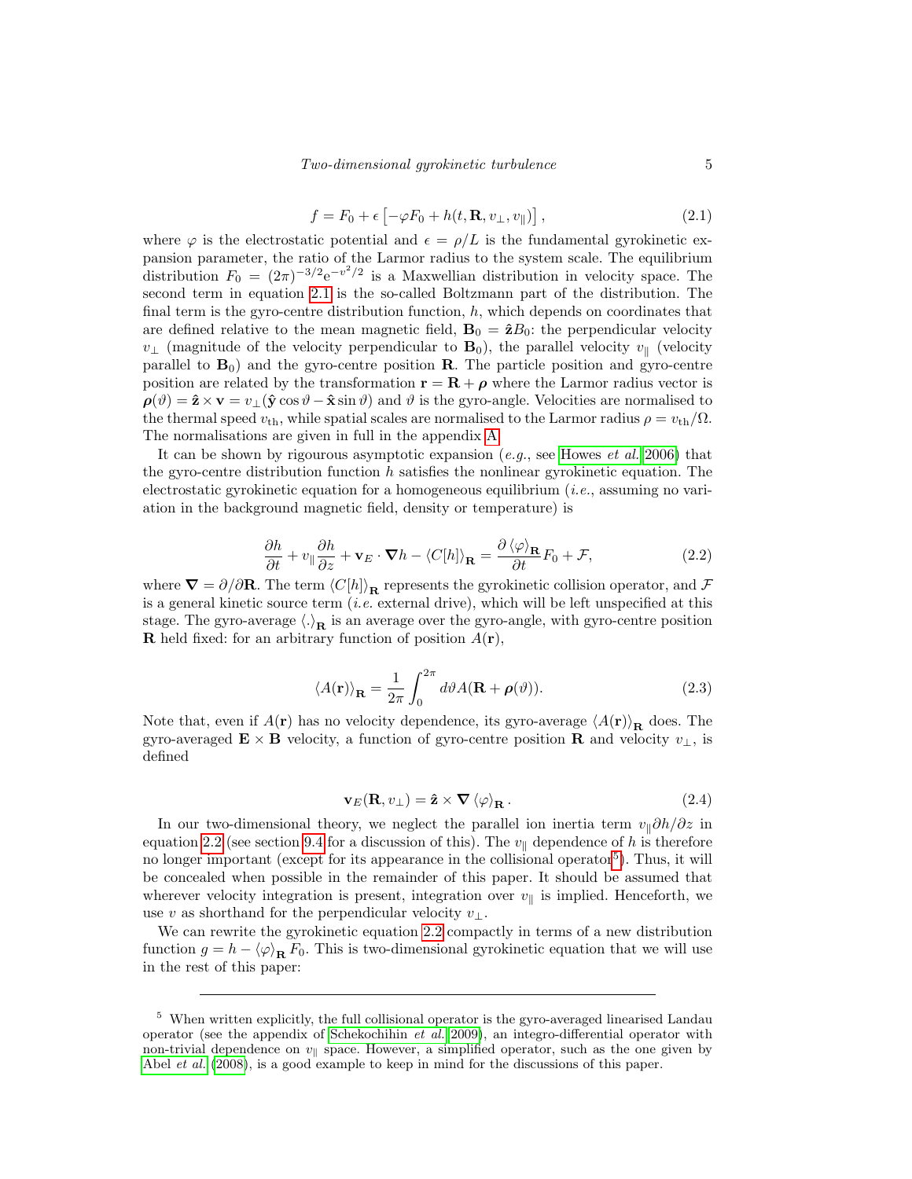$$f = F_0 + \epsilon \left[ -\varphi F_0 + h(t, \mathbf{R}, v_\perp, v_\parallel) \right], \tag{2.1}$$

where $\varphi$ is the electrostatic potential and $\epsilon = \rho/L$ is the fundamental gyrokinetic expansion parameter, the ratio of the Larmor radius to the system scale. The equilibrium distribution $F_0 = (2\pi)^{-3/2} e^{-v^2/2}$ is a Maxwellian distribution in velocity space. The second term in equation 2.1 is the so-called Boltzmann part of the distribution. The final term is the gyro-centre distribution function, $h$, which depends on coordinates that are defined relative to the mean magnetic field, $\mathbf{B}_0 = \hat{\mathbf{z}} B_0$: the perpendicular velocity $v_\perp$ (magnitude of the velocity perpendicular to $\mathbf{B}_0$), the parallel velocity $v_\parallel$ (velocity parallel to $\mathbf{B}_0$) and the gyro-centre position $\mathbf{R}$. The particle position and gyro-centre position are related by the transformation $\mathbf{r} = \mathbf{R} + \boldsymbol{\rho}$ where the Larmor radius vector is $\boldsymbol{\rho}(\vartheta) = \hat{\mathbf{z}} \times \mathbf{v} = v_\perp(\hat{\mathbf{y}} \cos\vartheta - \hat{\mathbf{x}} \sin\vartheta)$ and $\vartheta$ is the gyro-angle. Velocities are normalised to the thermal speed $v_{\mathrm{th}}$, while spatial scales are normalised to the Larmor radius $\rho = v_{\mathrm{th}}/\Omega$. The normalisations are given in full in the appendix A.

It can be shown by rigourous asymptotic expansion (*e.g.*, see Howes *et al.* 2006) that the gyro-centre distribution function $h$ satisfies the nonlinear gyrokinetic equation. The electrostatic gyrokinetic equation for a homogeneous equilibrium (*i.e.*, assuming no variation in the background magnetic field, density or temperature) is

$$\frac{\partial h}{\partial t} + v_\parallel \frac{\partial h}{\partial z} + \mathbf{v}_E \cdot \boldsymbol{\nabla} h - \langle C[h] \rangle_{\mathbf{R}} = \frac{\partial \langle \varphi \rangle_{\mathbf{R}}}{\partial t} F_0 + \mathcal{F}, \tag{2.2}$$

where $\boldsymbol{\nabla} = \partial/\partial \mathbf{R}$. The term $\langle C[h] \rangle_{\mathbf{R}}$ represents the gyrokinetic collision operator, and $\mathcal{F}$ is a general kinetic source term (*i.e.* external drive), which will be left unspecified at this stage. The gyro-average $\langle . \rangle_{\mathbf{R}}$ is an average over the gyro-angle, with gyro-centre position $\mathbf{R}$ held fixed: for an arbitrary function of position $A(\mathbf{r})$,

$$\langle A(\mathbf{r}) \rangle_{\mathbf{R}} = \frac{1}{2\pi} \int_0^{2\pi} d\vartheta A(\mathbf{R} + \boldsymbol{\rho}(\vartheta)). \tag{2.3}$$

Note that, even if $A(\mathbf{r})$ has no velocity dependence, its gyro-average $\langle A(\mathbf{r}) \rangle_{\mathbf{R}}$ does. The gyro-averaged $\mathbf{E} \times \mathbf{B}$ velocity, a function of gyro-centre position $\mathbf{R}$ and velocity $v_\perp$, is defined

$$\mathbf{v}_E(\mathbf{R}, v_\perp) = \hat{\mathbf{z}} \times \boldsymbol{\nabla} \langle \varphi \rangle_{\mathbf{R}}. \tag{2.4}$$

In our two-dimensional theory, we neglect the parallel ion inertia term $v_\parallel \partial h/\partial z$ in equation 2.2 (see section 9.4 for a discussion of this). The $v_\parallel$ dependence of $h$ is therefore no longer important (except for its appearance in the collisional operator[5]). Thus, it will be concealed when possible in the remainder of this paper. It should be assumed that wherever velocity integration is present, integration over $v_\parallel$ is implied. Henceforth, we use $v$ as shorthand for the perpendicular velocity $v_\perp$.

We can rewrite the gyrokinetic equation 2.2 compactly in terms of a new distribution function $g = h - \langle \varphi \rangle_{\mathbf{R}} F_0$. This is two-dimensional gyrokinetic equation that we will use in the rest of this paper:

---

[5] When written explicitly, the full collisional operator is the gyro-averaged linearised Landau operator (see the appendix of Schekochihin *et al.* 2009), an integro-differential operator with non-trivial dependence on $v_\parallel$ space. However, a simplified operator, such as the one given by Abel *et al.* (2008), is a good example to keep in mind for the discussions of this paper.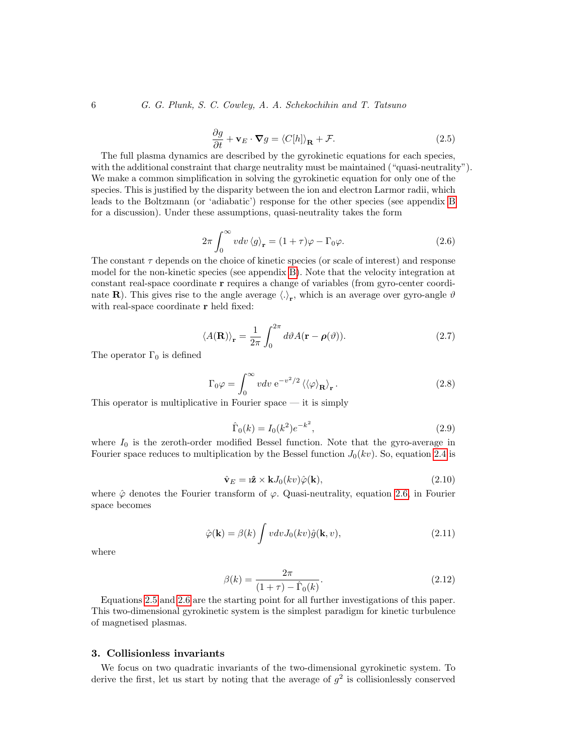$$\frac{\partial g}{\partial t} + \mathbf{v}_E \cdot \boldsymbol{\nabla} g = \langle C[h] \rangle_{\mathbf{R}} + \mathcal{F}. \tag{2.5}$$

The full plasma dynamics are described by the gyrokinetic equations for each species, with the additional constraint that charge neutrality must be maintained ("quasi-neutrality"). We make a common simplification in solving the gyrokinetic equation for only one of the species. This is justified by the disparity between the ion and electron Larmor radii, which leads to the Boltzmann (or 'adiabatic') response for the other species (see appendix B for a discussion). Under these assumptions, quasi-neutrality takes the form

$$2\pi \int_0^\infty v dv \, \langle g \rangle_{\mathbf{r}} = (1+\tau)\varphi - \Gamma_0 \varphi. \tag{2.6}$$

The constant $\tau$ depends on the choice of kinetic species (or scale of interest) and response model for the non-kinetic species (see appendix B). Note that the velocity integration at constant real-space coordinate $\mathbf{r}$ requires a change of variables (from gyro-center coordinate $\mathbf{R}$). This gives rise to the angle average $\langle . \rangle_{\mathbf{r}}$, which is an average over gyro-angle $\vartheta$ with real-space coordinate $\mathbf{r}$ held fixed:

$$\langle A(\mathbf{R}) \rangle_{\mathbf{r}} = \frac{1}{2\pi} \int_0^{2\pi} d\vartheta A(\mathbf{r} - \boldsymbol{\rho}(\vartheta)). \tag{2.7}$$

The operator $\Gamma_0$ is defined

$$\Gamma_0 \varphi = \int_0^\infty v dv \; \mathrm{e}^{-v^2/2} \left\langle \langle \varphi \rangle_{\mathbf{R}} \right\rangle_{\mathbf{r}}. \tag{2.8}$$

This operator is multiplicative in Fourier space — it is simply

$$\hat{\Gamma}_0(k) = I_0(k^2) e^{-k^2}, \tag{2.9}$$

where $I_0$ is the zeroth-order modified Bessel function. Note that the gyro-average in Fourier space reduces to multiplication by the Bessel function $J_0(kv)$. So, equation 2.4 is

$$\hat{\mathbf{v}}_E = \imath \hat{\mathbf{z}} \times \mathbf{k} J_0(kv) \hat{\varphi}(\mathbf{k}), \tag{2.10}$$

where $\hat{\varphi}$ denotes the Fourier transform of $\varphi$. Quasi-neutrality, equation 2.6, in Fourier space becomes

$$\hat{\varphi}(\mathbf{k}) = \beta(k) \int v dv J_0(kv) \hat{g}(\mathbf{k}, v), \tag{2.11}$$

where

$$\beta(k) = \frac{2\pi}{(1+\tau) - \hat{\Gamma}_0(k)}. \tag{2.12}$$

Equations 2.5 and 2.6 are the starting point for all further investigations of this paper. This two-dimensional gyrokinetic system is the simplest paradigm for kinetic turbulence of magnetised plasmas.

## 3. Collisionless invariants

We focus on two quadratic invariants of the two-dimensional gyrokinetic system. To derive the first, let us start by noting that the average of $g^2$ is collisionlessly conserved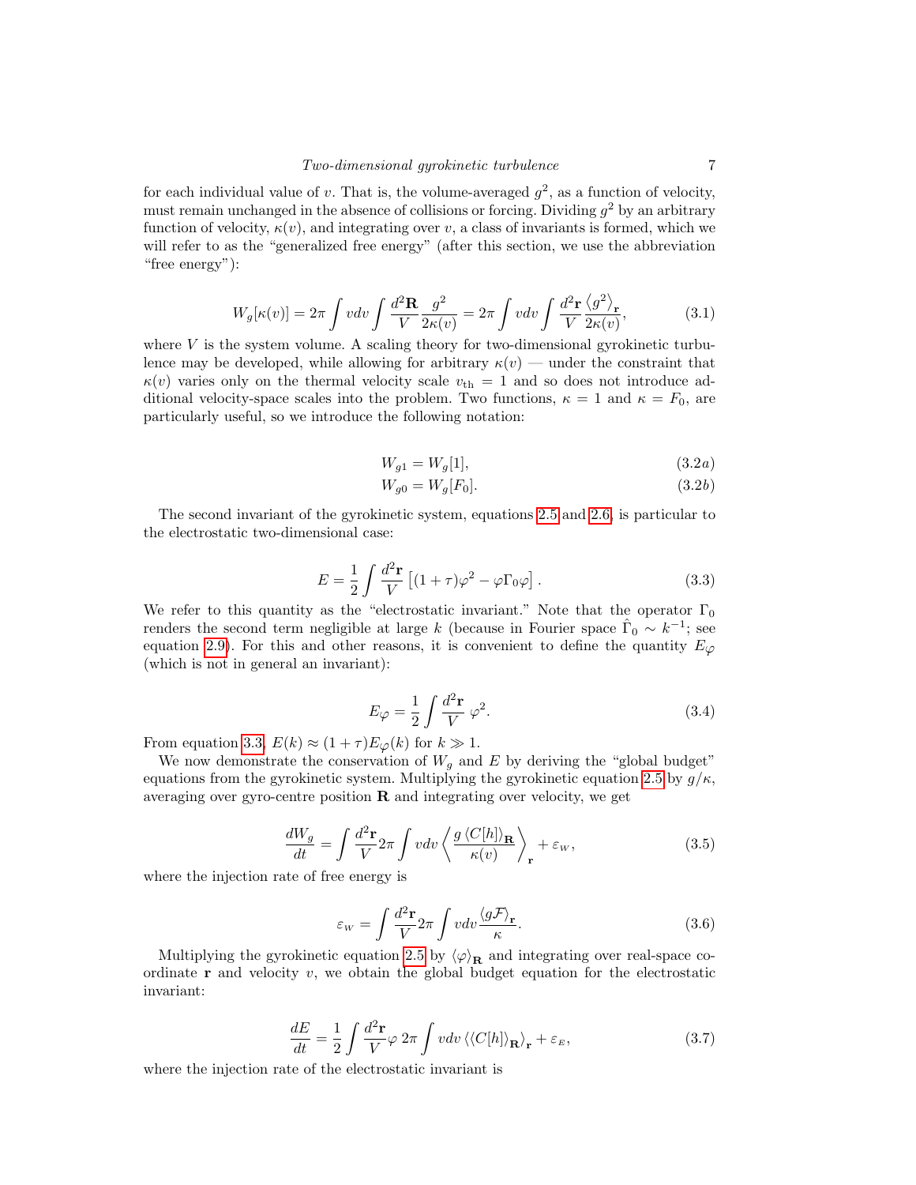for each individual value of $v$. That is, the volume-averaged $g^2$, as a function of velocity, must remain unchanged in the absence of collisions or forcing. Dividing $g^2$ by an arbitrary function of velocity, $\kappa(v)$, and integrating over $v$, a class of invariants is formed, which we will refer to as the "generalized free energy" (after this section, we use the abbreviation "free energy"):

$$
W_g[\kappa(v)] = 2\pi \int v dv \int \frac{d^2\mathbf{R}}{V} \frac{g^2}{2\kappa(v)} = 2\pi \int v dv \int \frac{d^2\mathbf{r}}{V} \frac{\langle g^2 \rangle_{\mathbf{r}}}{2\kappa(v)}, \tag{3.1}
$$

where $V$ is the system volume. A scaling theory for two-dimensional gyrokinetic turbulence may be developed, while allowing for arbitrary $\kappa(v)$ — under the constraint that $\kappa(v)$ varies only on the thermal velocity scale $v_{\rm th} = 1$ and so does not introduce additional velocity-space scales into the problem. Two functions, $\kappa = 1$ and $\kappa = F_0$, are particularly useful, so we introduce the following notation:

$$
W_{g1} = W_g[1], \tag{3.2a}
$$

$$
W_{g0} = W_g[F_0]. \tag{3.2b}
$$

The second invariant of the gyrokinetic system, equations 2.5 and 2.6, is particular to the electrostatic two-dimensional case:

$$
E = \frac{1}{2} \int \frac{d^2\mathbf{r}}{V} \left[ (1+\tau)\varphi^2 - \varphi \Gamma_0 \varphi \right]. \tag{3.3}
$$

We refer to this quantity as the "electrostatic invariant." Note that the operator $\Gamma_0$ renders the second term negligible at large $k$ (because in Fourier space $\hat{\Gamma}_0 \sim k^{-1}$; see equation 2.9). For this and other reasons, it is convenient to define the quantity $E_\varphi$ (which is not in general an invariant):

$$
E_\varphi = \frac{1}{2} \int \frac{d^2\mathbf{r}}{V} \, \varphi^2. \tag{3.4}
$$

From equation 3.3, $E(k) \approx (1+\tau) E_\varphi(k)$ for $k \gg 1$.

We now demonstrate the conservation of $W_g$ and $E$ by deriving the "global budget" equations from the gyrokinetic system. Multiplying the gyrokinetic equation 2.5 by $g/\kappa$, averaging over gyro-centre position $\mathbf{R}$ and integrating over velocity, we get

$$
\frac{dW_g}{dt} = \int \frac{d^2\mathbf{r}}{V} 2\pi \int v dv \left\langle \frac{g \langle C[h] \rangle_{\mathbf{R}}}{\kappa(v)} \right\rangle_{\mathbf{r}} + \varepsilon_{W}, \tag{3.5}
$$

where the injection rate of free energy is

$$
\varepsilon_{W} = \int \frac{d^2\mathbf{r}}{V} 2\pi \int v dv \frac{\langle g \mathcal{F} \rangle_{\mathbf{r}}}{\kappa}. \tag{3.6}
$$

Multiplying the gyrokinetic equation 2.5 by $\langle \varphi \rangle_{\mathbf{R}}$ and integrating over real-space coordinate $\mathbf{r}$ and velocity $v$, we obtain the global budget equation for the electrostatic invariant:

$$
\frac{dE}{dt} = \frac{1}{2} \int \frac{d^2\mathbf{r}}{V} \varphi \, 2\pi \int v dv \, \langle \langle C[h] \rangle_{\mathbf{R}} \rangle_{\mathbf{r}} + \varepsilon_{E}, \tag{3.7}
$$

where the injection rate of the electrostatic invariant is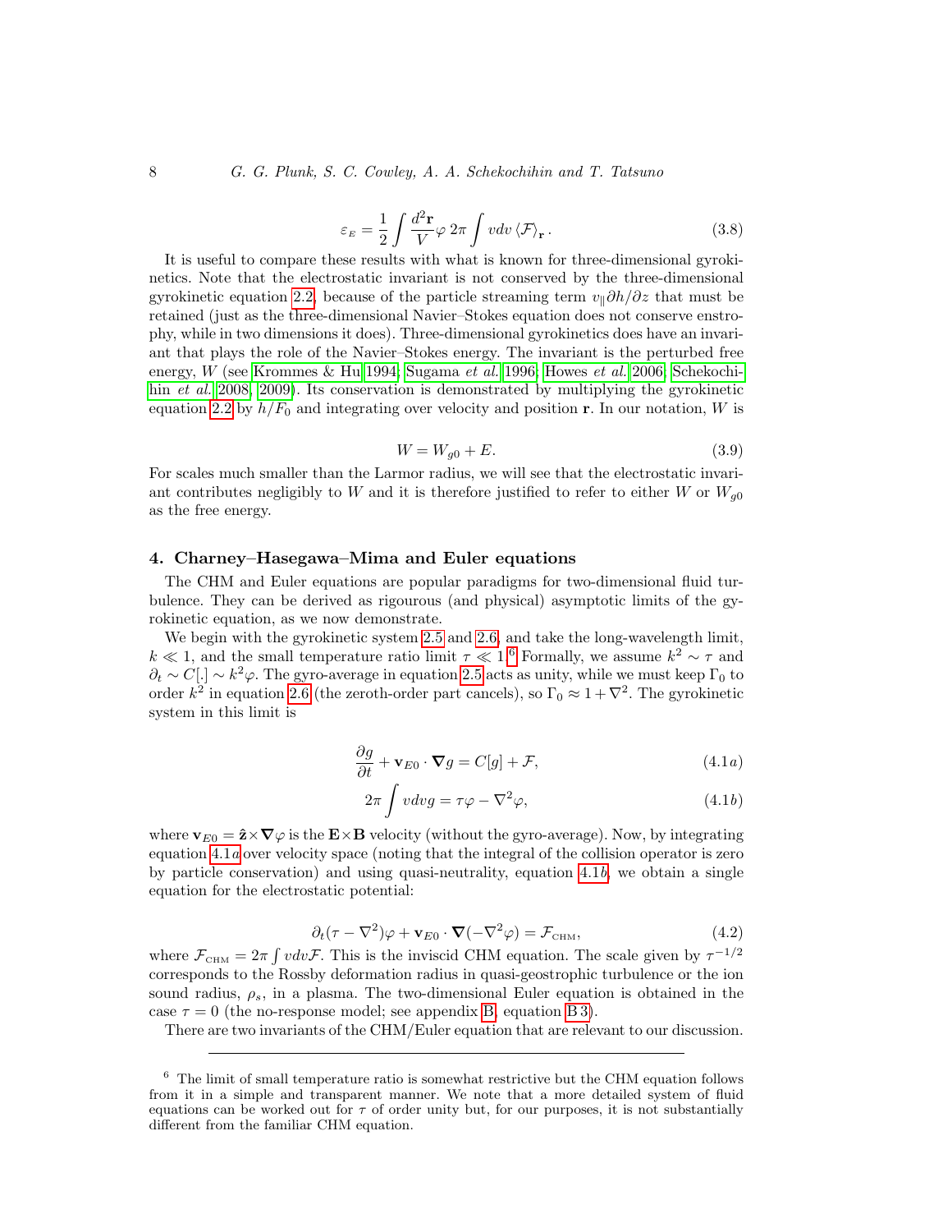$$\varepsilon_{_E} = \frac{1}{2}\int \frac{d^2\mathbf{r}}{V}\varphi\, 2\pi \int v dv \left\langle \mathcal{F} \right\rangle_{\mathbf{r}}. \tag{3.8}$$

It is useful to compare these results with what is known for three-dimensional gyrokinetics. Note that the electrostatic invariant is not conserved by the three-dimensional gyrokinetic equation 2.2, because of the particle streaming term $v_\parallel \partial h/\partial z$ that must be retained (just as the three-dimensional Navier–Stokes equation does not conserve enstrophy, while in two dimensions it does). Three-dimensional gyrokinetics does have an invariant that plays the role of the Navier–Stokes energy. The invariant is the perturbed free energy, $W$ (see Krommes & Hu 1994; Sugama *et al.* 1996; Howes *et al.* 2006; Schekochihin *et al.* 2008, 2009). Its conservation is demonstrated by multiplying the gyrokinetic equation 2.2 by $h/F_0$ and integrating over velocity and position $\mathbf{r}$. In our notation, $W$ is

$$W = W_{g0} + E. \tag{3.9}$$

For scales much smaller than the Larmor radius, we will see that the electrostatic invariant contributes negligibly to $W$ and it is therefore justified to refer to either $W$ or $W_{g0}$ as the free energy.

## 4. Charney–Hasegawa–Mima and Euler equations

The CHM and Euler equations are popular paradigms for two-dimensional fluid turbulence. They can be derived as rigourous (and physical) asymptotic limits of the gyrokinetic equation, as we now demonstrate.

We begin with the gyrokinetic system 2.5 and 2.6, and take the long-wavelength limit, $k \ll 1$, and the small temperature ratio limit $\tau \ll 1$.[6] Formally, we assume $k^2 \sim \tau$ and $\partial_t \sim C[.] \sim k^2\varphi$. The gyro-average in equation 2.5 acts as unity, while we must keep $\Gamma_0$ to order $k^2$ in equation 2.6 (the zeroth-order part cancels), so $\Gamma_0 \approx 1 + \nabla^2$. The gyrokinetic system in this limit is

$$\frac{\partial g}{\partial t} + \mathbf{v}_{E0}\cdot\boldsymbol{\nabla} g = C[g] + \mathcal{F}, \tag{4.1a}$$

$$2\pi \int v dv g = \tau\varphi - \nabla^2\varphi, \tag{4.1b}$$

where $\mathbf{v}_{E0} = \hat{\mathbf{z}}\times\boldsymbol{\nabla}\varphi$ is the $\mathbf{E}\times\mathbf{B}$ velocity (without the gyro-average). Now, by integrating equation 4.1*a* over velocity space (noting that the integral of the collision operator is zero by particle conservation) and using quasi-neutrality, equation 4.1*b*, we obtain a single equation for the electrostatic potential:

$$\partial_t(\tau - \nabla^2)\varphi + \mathbf{v}_{E0}\cdot\boldsymbol{\nabla}(-\nabla^2\varphi) = \mathcal{F}_{_{\rm CHM}}, \tag{4.2}$$

where $\mathcal{F}_{_{\rm CHM}} = 2\pi\int v dv \mathcal{F}$. This is the inviscid CHM equation. The scale given by $\tau^{-1/2}$ corresponds to the Rossby deformation radius in quasi-geostrophic turbulence or the ion sound radius, $\rho_s$, in a plasma. The two-dimensional Euler equation is obtained in the case $\tau = 0$ (the no-response model; see appendix B, equation B 3).

There are two invariants of the CHM/Euler equation that are relevant to our discussion.

---

[6] The limit of small temperature ratio is somewhat restrictive but the CHM equation follows from it in a simple and transparent manner. We note that a more detailed system of fluid equations can be worked out for $\tau$ of order unity but, for our purposes, it is not substantially different from the familiar CHM equation.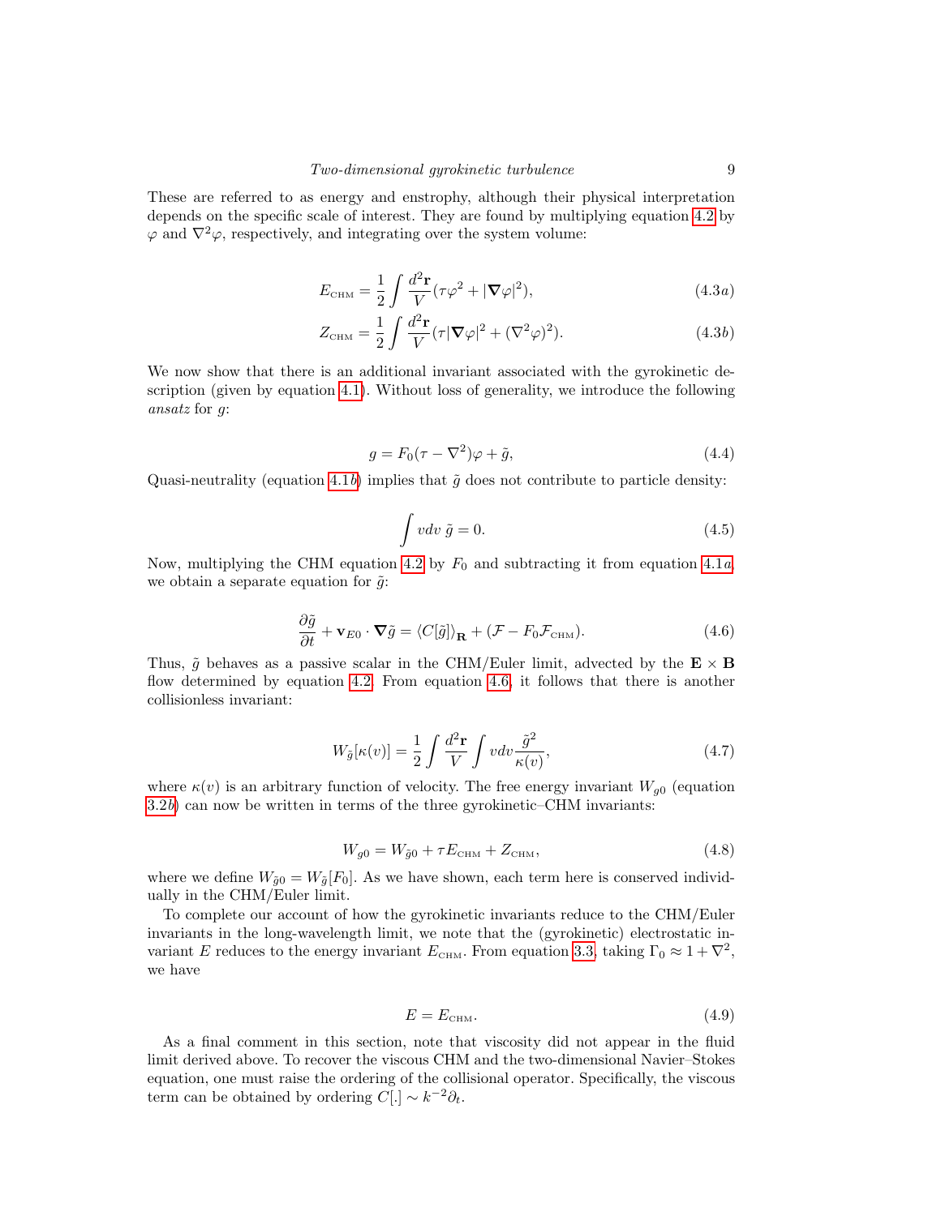These are referred to as energy and enstrophy, although their physical interpretation depends on the specific scale of interest. They are found by multiplying equation 4.2 by $\varphi$ and $\nabla^2\varphi$, respectively, and integrating over the system volume:

$$E_{\rm CHM} = \frac{1}{2}\int \frac{d^2\mathbf{r}}{V}(\tau\varphi^2 + |\boldsymbol{\nabla}\varphi|^2), \tag{4.3a}$$

$$Z_{\rm CHM} = \frac{1}{2}\int \frac{d^2\mathbf{r}}{V}(\tau|\boldsymbol{\nabla}\varphi|^2 + (\nabla^2\varphi)^2). \tag{4.3b}$$

We now show that there is an additional invariant associated with the gyrokinetic description (given by equation 4.1). Without loss of generality, we introduce the following *ansatz* for $g$:

$$g = F_0(\tau - \nabla^2)\varphi + \tilde{g}, \tag{4.4}$$

Quasi-neutrality (equation 4.1$b$) implies that $\tilde{g}$ does not contribute to particle density:

$$\int vdv\ \tilde{g} = 0. \tag{4.5}$$

Now, multiplying the CHM equation 4.2 by $F_0$ and subtracting it from equation 4.1$a$, we obtain a separate equation for $\tilde{g}$:

$$\frac{\partial\tilde{g}}{\partial t} + \mathbf{v}_{E0}\cdot\boldsymbol{\nabla}\tilde{g} = \langle C[\tilde{g}]\rangle_{\mathbf{R}} + (\mathcal{F} - F_0\mathcal{F}_{\rm CHM}). \tag{4.6}$$

Thus, $\tilde{g}$ behaves as a passive scalar in the CHM/Euler limit, advected by the $\mathbf{E}\times\mathbf{B}$ flow determined by equation 4.2. From equation 4.6, it follows that there is another collisionless invariant:

$$W_{\tilde{g}}[\kappa(v)] = \frac{1}{2}\int\frac{d^2\mathbf{r}}{V}\int vdv\frac{\tilde{g}^2}{\kappa(v)}, \tag{4.7}$$

where $\kappa(v)$ is an arbitrary function of velocity. The free energy invariant $W_{g0}$ (equation 3.2$b$) can now be written in terms of the three gyrokinetic–CHM invariants:

$$W_{g0} = W_{\tilde{g}0} + \tau E_{\rm CHM} + Z_{\rm CHM}, \tag{4.8}$$

where we define $W_{\tilde{g}0} = W_{\tilde{g}}[F_0]$. As we have shown, each term here is conserved individually in the CHM/Euler limit.

To complete our account of how the gyrokinetic invariants reduce to the CHM/Euler invariants in the long-wavelength limit, we note that the (gyrokinetic) electrostatic invariant $E$ reduces to the energy invariant $E_{\rm CHM}$. From equation 3.3, taking $\Gamma_0 \approx 1 + \nabla^2$, we have

$$E = E_{\rm CHM}. \tag{4.9}$$

As a final comment in this section, note that viscosity did not appear in the fluid limit derived above. To recover the viscous CHM and the two-dimensional Navier–Stokes equation, one must raise the ordering of the collisional operator. Specifically, the viscous term can be obtained by ordering $C[.] \sim k^{-2}\partial_t$.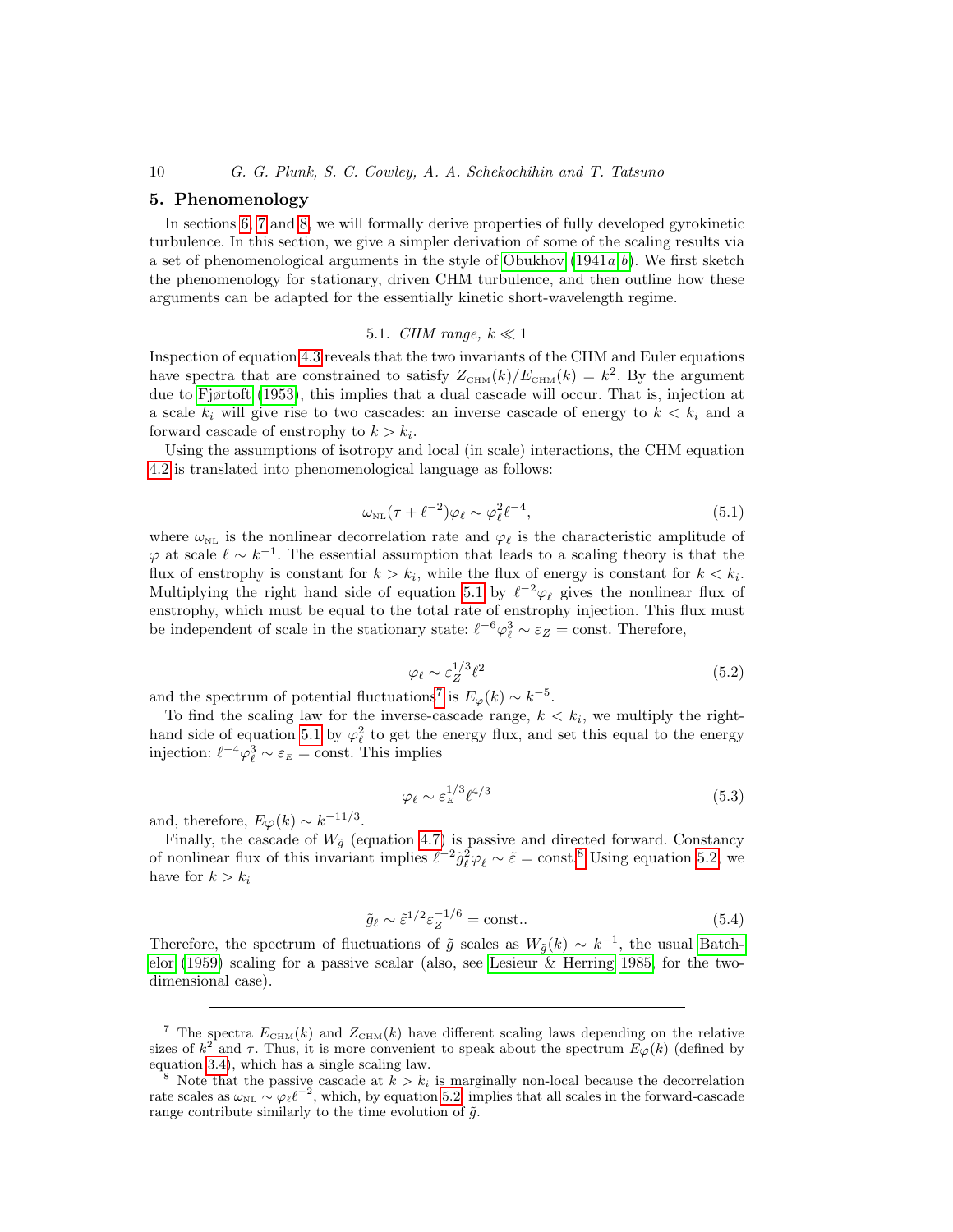## 5. Phenomenology

In sections 6, 7 and 8, we will formally derive properties of fully developed gyrokinetic turbulence. In this section, we give a simpler derivation of some of the scaling results via a set of phenomenological arguments in the style of Obukhov (1941*a*,*b*). We first sketch the phenomenology for stationary, driven CHM turbulence, and then outline how these arguments can be adapted for the essentially kinetic short-wavelength regime.

### 5.1. *CHM range, $k \ll 1$*

Inspection of equation 4.3 reveals that the two invariants of the CHM and Euler equations have spectra that are constrained to satisfy $Z_{\rm CHM}(k)/E_{\rm CHM}(k) = k^2$. By the argument due to Fjørtoft (1953), this implies that a dual cascade will occur. That is, injection at a scale $k_i$ will give rise to two cascades: an inverse cascade of energy to $k < k_i$ and a forward cascade of enstrophy to $k > k_i$.

Using the assumptions of isotropy and local (in scale) interactions, the CHM equation 4.2 is translated into phenomenological language as follows:

$$\omega_{\rm NL}(\tau + \ell^{-2})\varphi_\ell \sim \varphi_\ell^2 \ell^{-4}, \tag{5.1}$$

where $\omega_{\rm NL}$ is the nonlinear decorrelation rate and $\varphi_\ell$ is the characteristic amplitude of $\varphi$ at scale $\ell \sim k^{-1}$. The essential assumption that leads to a scaling theory is that the flux of enstrophy is constant for $k > k_i$, while the flux of energy is constant for $k < k_i$. Multiplying the right hand side of equation 5.1 by $\ell^{-2}\varphi_\ell$ gives the nonlinear flux of enstrophy, which must be equal to the total rate of enstrophy injection. This flux must be independent of scale in the stationary state: $\ell^{-6}\varphi_\ell^3 \sim \varepsilon_Z = \text{const}$. Therefore,

$$\varphi_\ell \sim \varepsilon_Z^{1/3}\ell^2 \tag{5.2}$$

and the spectrum of potential fluctuations[7] is $E_\varphi(k) \sim k^{-5}$.

To find the scaling law for the inverse-cascade range, $k < k_i$, we multiply the right-hand side of equation 5.1 by $\varphi_\ell^2$ to get the energy flux, and set this equal to the energy injection: $\ell^{-4}\varphi_\ell^3 \sim \varepsilon_E = \text{const}$. This implies

$$\varphi_\ell \sim \varepsilon_E^{1/3}\ell^{4/3} \tag{5.3}$$

and, therefore, $E\varphi(k) \sim k^{-11/3}$.

Finally, the cascade of $W_{\tilde{g}}$ (equation 4.7) is passive and directed forward. Constancy of nonlinear flux of this invariant implies $\ell^{-2}\tilde{g}_\ell^2\varphi_\ell \sim \tilde{\varepsilon} = \text{const}$.[8] Using equation 5.2, we have for $k > k_i$

$$\tilde{g}_\ell \sim \tilde{\varepsilon}^{1/2}\varepsilon_Z^{-1/6} = \text{const.}. \tag{5.4}$$

Therefore, the spectrum of fluctuations of $\tilde{g}$ scales as $W_{\tilde{g}}(k) \sim k^{-1}$, the usual Batchelor (1959) scaling for a passive scalar (also, see Lesieur & Herring 1985, for the two-dimensional case).

---

[7] The spectra $E_{\rm CHM}(k)$ and $Z_{\rm CHM}(k)$ have different scaling laws depending on the relative sizes of $k^2$ and $\tau$. Thus, it is more convenient to speak about the spectrum $E_\varphi(k)$ (defined by equation 3.4), which has a single scaling law.

[8] Note that the passive cascade at $k > k_i$ is marginally non-local because the decorrelation rate scales as $\omega_{\rm NL} \sim \varphi_\ell\ell^{-2}$, which, by equation 5.2, implies that all scales in the forward-cascade range contribute similarly to the time evolution of $\tilde{g}$.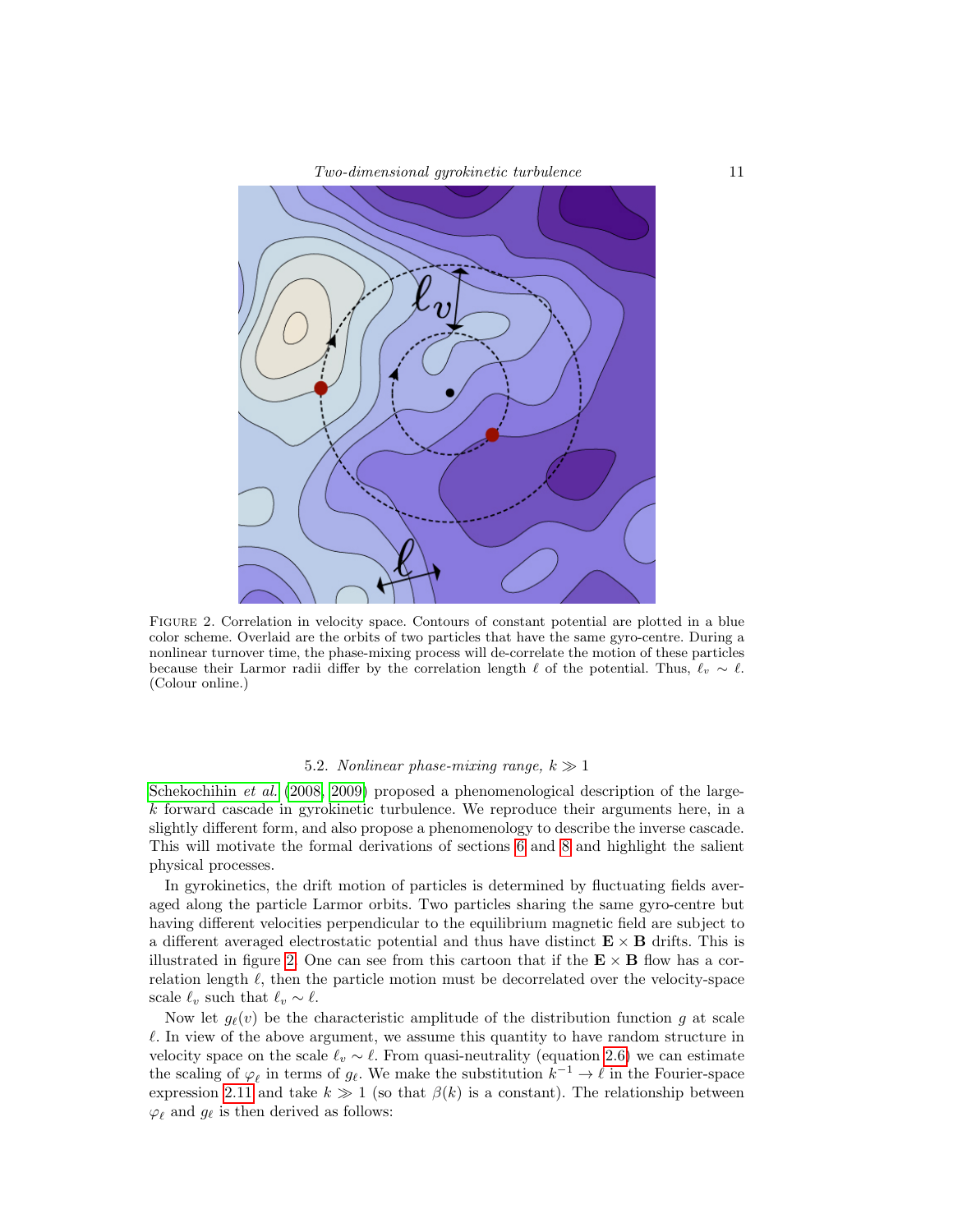FIGURE 2. Correlation in velocity space. Contours of constant potential are plotted in a blue color scheme. Overlaid are the orbits of two particles that have the same gyro-centre. During a nonlinear turnover time, the phase-mixing process will de-correlate the motion of these particles because their Larmor radii differ by the correlation length $\ell$ of the potential. Thus, $\ell_v \sim \ell$. (Colour online.)

### 5.2. *Nonlinear phase-mixing range, $k \gg 1$*

Schekochihin *et al.* (2008, 2009) proposed a phenomenological description of the large-$k$ forward cascade in gyrokinetic turbulence. We reproduce their arguments here, in a slightly different form, and also propose a phenomenology to describe the inverse cascade. This will motivate the formal derivations of sections 6 and 8 and highlight the salient physical processes.

In gyrokinetics, the drift motion of particles is determined by fluctuating fields averaged along the particle Larmor orbits. Two particles sharing the same gyro-centre but having different velocities perpendicular to the equilibrium magnetic field are subject to a different averaged electrostatic potential and thus have distinct $\mathbf{E} \times \mathbf{B}$ drifts. This is illustrated in figure 2. One can see from this cartoon that if the $\mathbf{E} \times \mathbf{B}$ flow has a correlation length $\ell$, then the particle motion must be decorrelated over the velocity-space scale $\ell_v$ such that $\ell_v \sim \ell$.

Now let $g_\ell(v)$ be the characteristic amplitude of the distribution function $g$ at scale $\ell$. In view of the above argument, we assume this quantity to have random structure in velocity space on the scale $\ell_v \sim \ell$. From quasi-neutrality (equation 2.6) we can estimate the scaling of $\varphi_\ell$ in terms of $g_\ell$. We make the substitution $k^{-1} \to \ell$ in the Fourier-space expression 2.11 and take $k \gg 1$ (so that $\beta(k)$ is a constant). The relationship between $\varphi_\ell$ and $g_\ell$ is then derived as follows: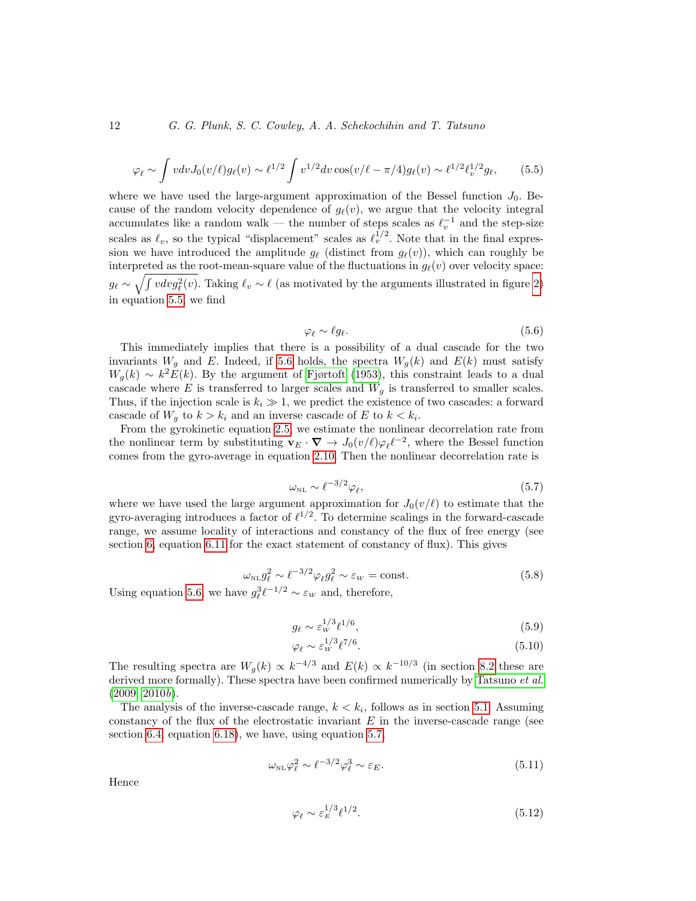$$\varphi_\ell \sim \int v dv J_0(v/\ell) g_\ell(v) \sim \ell^{1/2} \int v^{1/2} dv \cos(v/\ell - \pi/4) g_\ell(v) \sim \ell^{1/2} \ell_v^{1/2} g_\ell, \tag{5.5}$$

where we have used the large-argument approximation of the Bessel function $J_0$. Because of the random velocity dependence of $g_\ell(v)$, we argue that the velocity integral accumulates like a random walk — the number of steps scales as $\ell_v^{-1}$ and the step-size scales as $\ell_v$, so the typical "displacement" scales as $\ell_v^{1/2}$. Note that in the final expression we have introduced the amplitude $g_\ell$ (distinct from $g_\ell(v)$), which can roughly be interpreted as the root-mean-square value of the fluctuations in $g_\ell(v)$ over velocity space: $g_\ell \sim \sqrt{\int v dv g_\ell^2(v)}$. Taking $\ell_v \sim \ell$ (as motivated by the arguments illustrated in figure 2) in equation 5.5, we find

$$\varphi_\ell \sim \ell g_\ell. \tag{5.6}$$

This immediately implies that there is a possibility of a dual cascade for the two invariants $W_g$ and $E$. Indeed, if 5.6 holds, the spectra $W_g(k)$ and $E(k)$ must satisfy $W_g(k) \sim k^2 E(k)$. By the argument of Fjørtoft (1953), this constraint leads to a dual cascade where $E$ is transferred to larger scales and $W_g$ is transferred to smaller scales. Thus, if the injection scale is $k_i \gg 1$, we predict the existence of two cascades: a forward cascade of $W_g$ to $k > k_i$ and an inverse cascade of $E$ to $k < k_i$.

From the gyrokinetic equation 2.5, we estimate the nonlinear decorrelation rate from the nonlinear term by substituting $\mathbf{v}_E \cdot \boldsymbol{\nabla} \rightarrow J_0(v/\ell)\varphi_\ell \ell^{-2}$, where the Bessel function comes from the gyro-average in equation 2.10. Then the nonlinear decorrelation rate is

$$\omega_{\text{NL}} \sim \ell^{-3/2} \varphi_\ell, \tag{5.7}$$

where we have used the large argument approximation for $J_0(v/\ell)$ to estimate that the gyro-averaging introduces a factor of $\ell^{1/2}$. To determine scalings in the forward-cascade range, we assume locality of interactions and constancy of the flux of free energy (see section 6, equation 6.11 for the exact statement of constancy of flux). This gives

$$\omega_{\text{NL}} g_\ell^2 \sim \ell^{-3/2} \varphi_\ell g_\ell^2 \sim \varepsilon_W = \text{const.} \tag{5.8}$$

Using equation 5.6, we have $g_\ell^3 \ell^{-1/2} \sim \varepsilon_W$ and, therefore,

$$g_\ell \sim \varepsilon_W^{1/3} \ell^{1/6}, \tag{5.9}$$

$$\varphi_\ell \sim \varepsilon_W^{1/3} \ell^{7/6}. \tag{5.10}$$

The resulting spectra are $W_g(k) \propto k^{-4/3}$ and $E(k) \propto k^{-10/3}$ (in section 8.2 these are derived more formally). These spectra have been confirmed numerically by Tatsuno *et al.* (2009, 2010*b*).

The analysis of the inverse-cascade range, $k < k_i$, follows as in section 5.1. Assuming constancy of the flux of the electrostatic invariant $E$ in the inverse-cascade range (see section 6.4, equation 6.18), we have, using equation 5.7,

$$\omega_{\text{NL}} \varphi_\ell^2 \sim \ell^{-3/2} \varphi_\ell^3 \sim \varepsilon_E. \tag{5.11}$$

Hence

$$\varphi_\ell \sim \varepsilon_E^{1/3} \ell^{1/2}. \tag{5.12}$$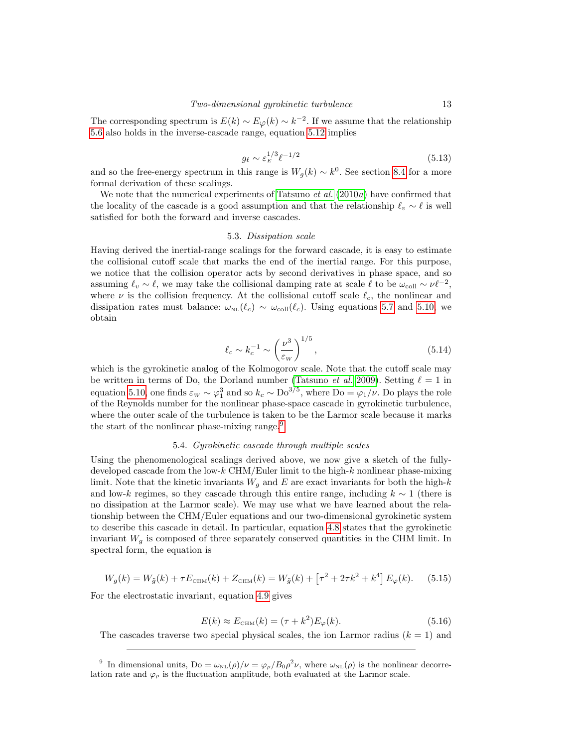The corresponding spectrum is $E(k) \sim E_\varphi(k) \sim k^{-2}$. If we assume that the relationship 5.6 also holds in the inverse-cascade range, equation 5.12 implies

$$g_\ell \sim \varepsilon_E^{1/3} \ell^{-1/2} \tag{5.13}$$

and so the free-energy spectrum in this range is $W_g(k) \sim k^0$. See section 8.4 for a more formal derivation of these scalings.

We note that the numerical experiments of Tatsuno *et al.* (2010*a*) have confirmed that the locality of the cascade is a good assumption and that the relationship $\ell_v \sim \ell$ is well satisfied for both the forward and inverse cascades.

### 5.3. *Dissipation scale*

Having derived the inertial-range scalings for the forward cascade, it is easy to estimate the collisional cutoff scale that marks the end of the inertial range. For this purpose, we notice that the collision operator acts by second derivatives in phase space, and so assuming $\ell_v \sim \ell$, we may take the collisional damping rate at scale $\ell$ to be $\omega_{\rm coll} \sim \nu \ell^{-2}$, where $\nu$ is the collision frequency. At the collisional cutoff scale $\ell_c$, the nonlinear and dissipation rates must balance: $\omega_{\rm NL}(\ell_c) \sim \omega_{\rm coll}(\ell_c)$. Using equations 5.7 and 5.10, we obtain

$$\ell_c \sim k_c^{-1} \sim \left(\frac{\nu^3}{\varepsilon_W}\right)^{1/5}, \tag{5.14}$$

which is the gyrokinetic analog of the Kolmogorov scale. Note that the cutoff scale may be written in terms of Do, the Dorland number (Tatsuno *et al.* 2009). Setting $\ell = 1$ in equation 5.10, one finds $\varepsilon_W \sim \varphi_1^3$ and so $k_c \sim \mathrm{Do}^{3/5}$, where $\mathrm{Do} = \varphi_1/\nu$. Do plays the role of the Reynolds number for the nonlinear phase-space cascade in gyrokinetic turbulence, where the outer scale of the turbulence is taken to be the Larmor scale because it marks the start of the nonlinear phase-mixing range.[9]

### 5.4. *Gyrokinetic cascade through multiple scales*

Using the phenomenological scalings derived above, we now give a sketch of the fully-developed cascade from the low-$k$ CHM/Euler limit to the high-$k$ nonlinear phase-mixing limit. Note that the kinetic invariants $W_g$ and $E$ are exact invariants for both the high-$k$ and low-$k$ regimes, so they cascade through this entire range, including $k \sim 1$ (there is no dissipation at the Larmor scale). We may use what we have learned about the relationship between the CHM/Euler equations and our two-dimensional gyrokinetic system to describe this cascade in detail. In particular, equation 4.8 states that the gyrokinetic invariant $W_g$ is composed of three separately conserved quantities in the CHM limit. In spectral form, the equation is

$$W_g(k) = W_{\tilde{g}}(k) + \tau E_{\rm CHM}(k) + Z_{\rm CHM}(k) = W_{\tilde{g}}(k) + \left[\tau^2 + 2\tau k^2 + k^4\right] E_\varphi(k). \tag{5.15}$$

For the electrostatic invariant, equation 4.9 gives

$$E(k) \approx E_{\rm CHM}(k) = (\tau + k^2) E_\varphi(k). \tag{5.16}$$

The cascades traverse two special physical scales, the ion Larmor radius ($k = 1$) and

---

[9] In dimensional units, $\mathrm{Do} = \omega_{\rm NL}(\rho)/\nu = \varphi_\rho / B_0 \rho^2 \nu$, where $\omega_{\rm NL}(\rho)$ is the nonlinear decorrelation rate and $\varphi_\rho$ is the fluctuation amplitude, both evaluated at the Larmor scale.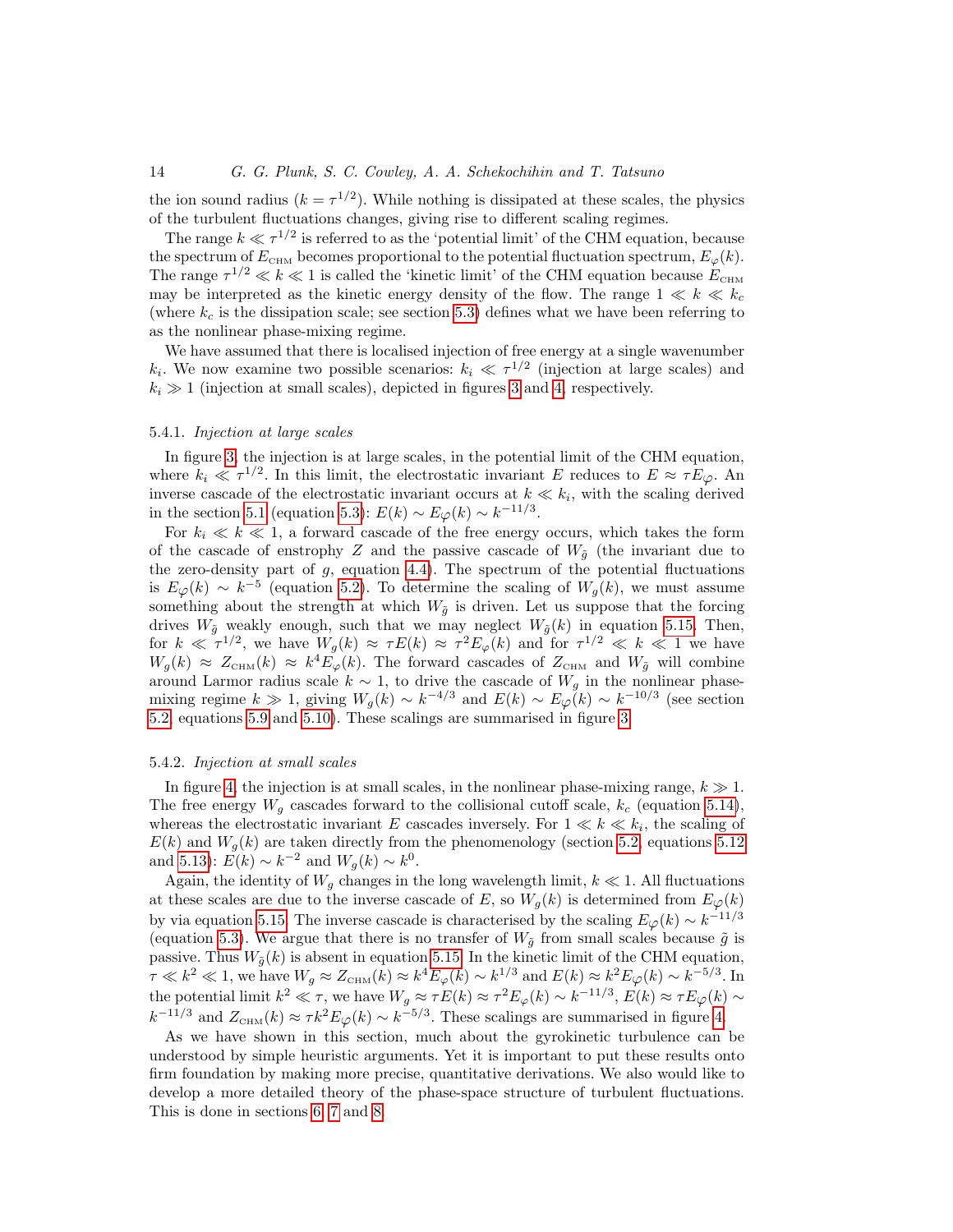the ion sound radius ($k = \tau^{1/2}$). While nothing is dissipated at these scales, the physics of the turbulent fluctuations changes, giving rise to different scaling regimes.

The range $k \ll \tau^{1/2}$ is referred to as the 'potential limit' of the CHM equation, because the spectrum of $E_{\text{CHM}}$ becomes proportional to the potential fluctuation spectrum, $E_\varphi(k)$. The range $\tau^{1/2} \ll k \ll 1$ is called the 'kinetic limit' of the CHM equation because $E_{\text{CHM}}$ may be interpreted as the kinetic energy density of the flow. The range $1 \ll k \ll k_c$ (where $k_c$ is the dissipation scale; see section 5.3) defines what we have been referring to as the nonlinear phase-mixing regime.

We have assumed that there is localised injection of free energy at a single wavenumber $k_i$. We now examine two possible scenarios: $k_i \ll \tau^{1/2}$ (injection at large scales) and $k_i \gg 1$ (injection at small scales), depicted in figures 3 and 4, respectively.

#### 5.4.1. *Injection at large scales*

In figure 3, the injection is at large scales, in the potential limit of the CHM equation, where $k_i \ll \tau^{1/2}$. In this limit, the electrostatic invariant $E$ reduces to $E \approx \tau E_\varphi$. An inverse cascade of the electrostatic invariant occurs at $k \ll k_i$, with the scaling derived in the section 5.1 (equation 5.3): $E(k) \sim E_\varphi(k) \sim k^{-11/3}$.

For $k_i \ll k \ll 1$, a forward cascade of the free energy occurs, which takes the form of the cascade of enstrophy $Z$ and the passive cascade of $W_{\tilde{g}}$ (the invariant due to the zero-density part of $g$, equation 4.4). The spectrum of the potential fluctuations is $E_\varphi(k) \sim k^{-5}$ (equation 5.2). To determine the scaling of $W_g(k)$, we must assume something about the strength at which $W_{\tilde{g}}$ is driven. Let us suppose that the forcing drives $W_{\tilde{g}}$ weakly enough, such that we may neglect $W_{\tilde{g}}(k)$ in equation 5.15. Then, for $k \ll \tau^{1/2}$, we have $W_g(k) \approx \tau E(k) \approx \tau^2 E_\varphi(k)$ and for $\tau^{1/2} \ll k \ll 1$ we have $W_g(k) \approx Z_{\text{CHM}}(k) \approx k^4 E_\varphi(k)$. The forward cascades of $Z_{\text{CHM}}$ and $W_{\tilde{g}}$ will combine around Larmor radius scale $k \sim 1$, to drive the cascade of $W_g$ in the nonlinear phase-mixing regime $k \gg 1$, giving $W_g(k) \sim k^{-4/3}$ and $E(k) \sim E_\varphi(k) \sim k^{-10/3}$ (see section 5.2, equations 5.9 and 5.10). These scalings are summarised in figure 3.

#### 5.4.2. *Injection at small scales*

In figure 4, the injection is at small scales, in the nonlinear phase-mixing range, $k \gg 1$. The free energy $W_g$ cascades forward to the collisional cutoff scale, $k_c$ (equation 5.14), whereas the electrostatic invariant $E$ cascades inversely. For $1 \ll k \ll k_i$, the scaling of $E(k)$ and $W_g(k)$ are taken directly from the phenomenology (section 5.2, equations 5.12 and 5.13): $E(k) \sim k^{-2}$ and $W_g(k) \sim k^0$.

Again, the identity of $W_g$ changes in the long wavelength limit, $k \ll 1$. All fluctuations at these scales are due to the inverse cascade of $E$, so $W_g(k)$ is determined from $E_\varphi(k)$ by via equation 5.15. The inverse cascade is characterised by the scaling $E_\varphi(k) \sim k^{-11/3}$ (equation 5.3). We argue that there is no transfer of $W_{\tilde{g}}$ from small scales because $\tilde{g}$ is passive. Thus $W_{\tilde{g}}(k)$ is absent in equation 5.15. In the kinetic limit of the CHM equation, $\tau \ll k^2 \ll 1$, we have $W_g \approx Z_{\text{CHM}}(k) \approx k^4 E_\varphi(k) \sim k^{1/3}$ and $E(k) \approx k^2 E_\varphi(k) \sim k^{-5/3}$. In the potential limit $k^2 \ll \tau$, we have $W_g \approx \tau E(k) \approx \tau^2 E_\varphi(k) \sim k^{-11/3}$, $E(k) \approx \tau E_\varphi(k) \sim k^{-11/3}$ and $Z_{\text{CHM}}(k) \approx \tau k^2 E_\varphi(k) \sim k^{-5/3}$. These scalings are summarised in figure 4.

As we have shown in this section, much about the gyrokinetic turbulence can be understood by simple heuristic arguments. Yet it is important to put these results onto firm foundation by making more precise, quantitative derivations. We also would like to develop a more detailed theory of the phase-space structure of turbulent fluctuations. This is done in sections 6, 7 and 8.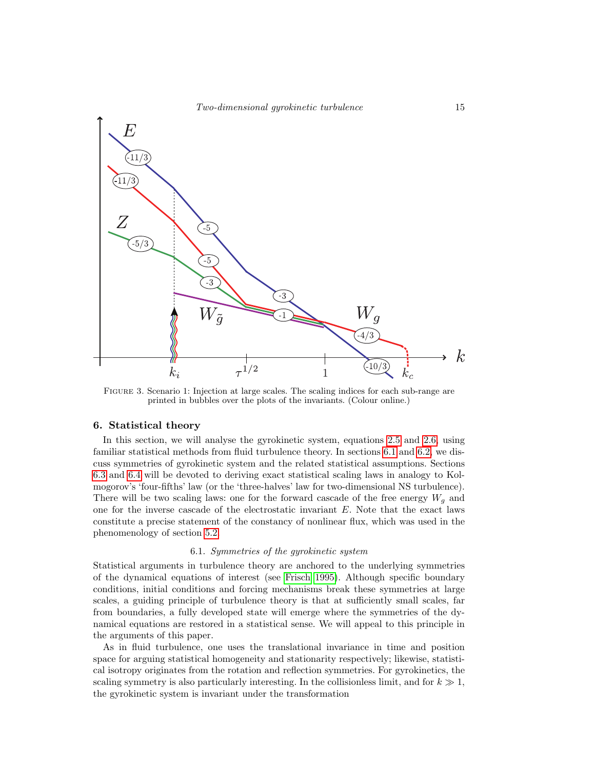FIGURE 3. Scenario 1: Injection at large scales. The scaling indices for each sub-range are printed in bubbles over the plots of the invariants. (Colour online.)

## 6. Statistical theory

In this section, we will analyse the gyrokinetic system, equations 2.5 and 2.6, using familiar statistical methods from fluid turbulence theory. In sections 6.1 and 6.2, we discuss symmetries of gyrokinetic system and the related statistical assumptions. Sections 6.3 and 6.4 will be devoted to deriving exact statistical scaling laws in analogy to Kolmogorov's 'four-fifths' law (or the 'three-halves' law for two-dimensional NS turbulence). There will be two scaling laws: one for the forward cascade of the free energy $W_g$ and one for the inverse cascade of the electrostatic invariant $E$. Note that the exact laws constitute a precise statement of the constancy of nonlinear flux, which was used in the phenomenology of section 5.2.

### 6.1. *Symmetries of the gyrokinetic system*

Statistical arguments in turbulence theory are anchored to the underlying symmetries of the dynamical equations of interest (see Frisch 1995). Although specific boundary conditions, initial conditions and forcing mechanisms break these symmetries at large scales, a guiding principle of turbulence theory is that at sufficiently small scales, far from boundaries, a fully developed state will emerge where the symmetries of the dynamical equations are restored in a statistical sense. We will appeal to this principle in the arguments of this paper.

As in fluid turbulence, one uses the translational invariance in time and position space for arguing statistical homogeneity and stationarity respectively; likewise, statistical isotropy originates from the rotation and reflection symmetries. For gyrokinetics, the scaling symmetry is also particularly interesting. In the collisionless limit, and for $k \gg 1$, the gyrokinetic system is invariant under the transformation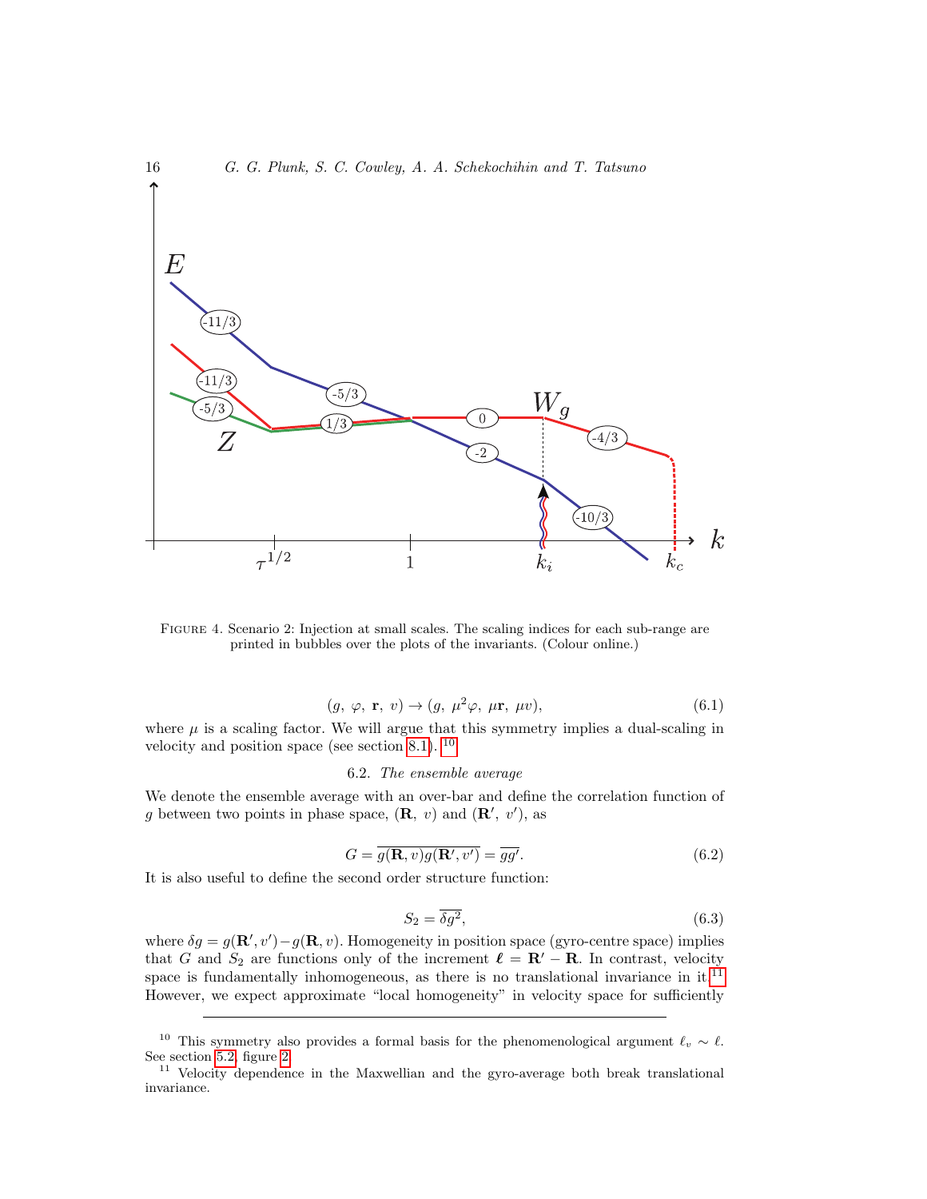FIGURE 4. Scenario 2: Injection at small scales. The scaling indices for each sub-range are printed in bubbles over the plots of the invariants. (Colour online.)

$$(g,\ \varphi,\ \mathbf{r},\ v) \rightarrow (g,\ \mu^2\varphi,\ \mu\mathbf{r},\ \mu v), \tag{6.1}$$

where $\mu$ is a scaling factor. We will argue that this symmetry implies a dual-scaling in velocity and position space (see section 8.1). [10]

### 6.2. *The ensemble average*

We denote the ensemble average with an over-bar and define the correlation function of $g$ between two points in phase space, $(\mathbf{R},\ v)$ and $(\mathbf{R}',\ v')$, as

$$G = \overline{g(\mathbf{R}, v)g(\mathbf{R}', v')} = \overline{gg'}. \tag{6.2}$$

It is also useful to define the second order structure function:

$$S_2 = \overline{\delta g^2}, \tag{6.3}$$

where $\delta g = g(\mathbf{R}', v') - g(\mathbf{R}, v)$. Homogeneity in position space (gyro-centre space) implies that $G$ and $S_2$ are functions only of the increment $\boldsymbol{\ell} = \mathbf{R}' - \mathbf{R}$. In contrast, velocity space is fundamentally inhomogeneous, as there is no translational invariance in it.[11] However, we expect approximate "local homogeneity" in velocity space for sufficiently

---

[10] This symmetry also provides a formal basis for the phenomenological argument $\ell_v \sim \ell$. See section 5.2, figure 2.

[11] Velocity dependence in the Maxwellian and the gyro-average both break translational invariance.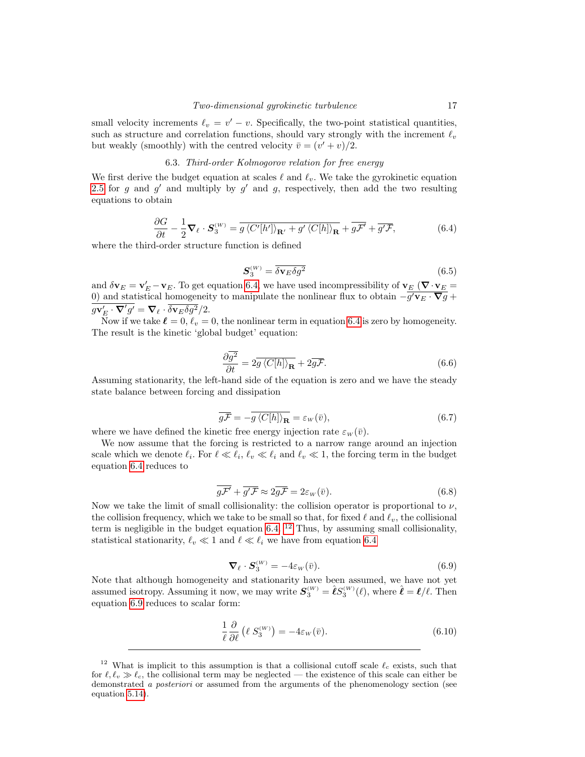small velocity increments $\ell_v = v' - v$. Specifically, the two-point statistical quantities, such as structure and correlation functions, should vary strongly with the increment $\ell_v$ but weakly (smoothly) with the centred velocity $\bar{v} = (v' + v)/2$.

### 6.3. *Third-order Kolmogorov relation for free energy*

We first derive the budget equation at scales $\ell$ and $\ell_v$. We take the gyrokinetic equation 2.5 for $g$ and $g'$ and multiply by $g'$ and $g$, respectively, then add the two resulting equations to obtain

$$\frac{\partial G}{\partial t} - \frac{1}{2}\boldsymbol{\nabla}_\ell \cdot \boldsymbol{S}_3^{(W)} = \overline{g\,\langle C'[h'] \rangle_{\mathbf{R}'} + g'\,\langle C[h] \rangle_{\mathbf{R}}} + \overline{g\mathcal{F}'} + \overline{g'\mathcal{F}}, \tag{6.4}$$

where the third-order structure function is defined

$$\boldsymbol{S}_3^{(W)} = \overline{\delta\mathbf{v}_E \delta g^2} \tag{6.5}$$

and $\delta\mathbf{v}_E = \mathbf{v}'_E - \mathbf{v}_E$. To get equation 6.4, we have used incompressibility of $\mathbf{v}_E$ ($\boldsymbol{\nabla}\cdot\mathbf{v}_E = 0$) and statistical homogeneity to manipulate the nonlinear flux to obtain $-\overline{g'\mathbf{v}_E\cdot\boldsymbol{\nabla} g} + \overline{g\mathbf{v}'_E\cdot\boldsymbol{\nabla}' g'} = \boldsymbol{\nabla}_\ell \cdot \overline{\delta\mathbf{v}_E \delta g^2}/2$.

Now if we take $\boldsymbol{\ell} = 0$, $\ell_v = 0$, the nonlinear term in equation 6.4 is zero by homogeneity. The result is the kinetic 'global budget' equation:

$$\frac{\partial \overline{g^2}}{\partial t} = 2\overline{g\,\langle C[h] \rangle_{\mathbf{R}}} + 2\overline{g\mathcal{F}}. \tag{6.6}$$

Assuming stationarity, the left-hand side of the equation is zero and we have the steady state balance between forcing and dissipation

$$\overline{g\mathcal{F}} = -\overline{g\,\langle C[h] \rangle_{\mathbf{R}}} = \varepsilon_W(\bar{v}), \tag{6.7}$$

where we have defined the kinetic free energy injection rate $\varepsilon_W(\bar{v})$.

We now assume that the forcing is restricted to a narrow range around an injection scale which we denote $\ell_i$. For $\ell \ll \ell_i$, $\ell_v \ll \ell_i$ and $\ell_v \ll 1$, the forcing term in the budget equation 6.4 reduces to

$$\overline{g\mathcal{F}'} + \overline{g'\mathcal{F}} \approx 2\overline{g\mathcal{F}} = 2\varepsilon_W(\bar{v}). \tag{6.8}$$

Now we take the limit of small collisionality: the collision operator is proportional to $\nu$, the collision frequency, which we take to be small so that, for fixed $\ell$ and $\ell_v$, the collisional term is negligible in the budget equation 6.4.[12] Thus, by assuming small collisionality, statistical stationarity, $\ell_v \ll 1$ and $\ell \ll \ell_i$ we have from equation 6.4

$$\boldsymbol{\nabla}_\ell \cdot \boldsymbol{S}_3^{(W)} = -4\varepsilon_W(\bar{v}). \tag{6.9}$$

Note that although homogeneity and stationarity have been assumed, we have not yet assumed isotropy. Assuming it now, we may write $\boldsymbol{S}_3^{(W)} = \hat{\boldsymbol{\ell}} S_3^{(W)}(\ell)$, where $\hat{\boldsymbol{\ell}} = \boldsymbol{\ell}/\ell$. Then equation 6.9 reduces to scalar form:

$$\frac{1}{\ell}\frac{\partial}{\partial \ell}\left(\ell\, S_3^{(W)}\right) = -4\varepsilon_W(\bar{v}). \tag{6.10}$$

---

[12] What is implicit to this assumption is that a collisional cutoff scale $\ell_c$ exists, such that for $\ell, \ell_v \gg \ell_c$, the collisional term may be neglected — the existence of this scale can either be demonstrated *a posteriori* or assumed from the arguments of the phenomenology section (see equation 5.14).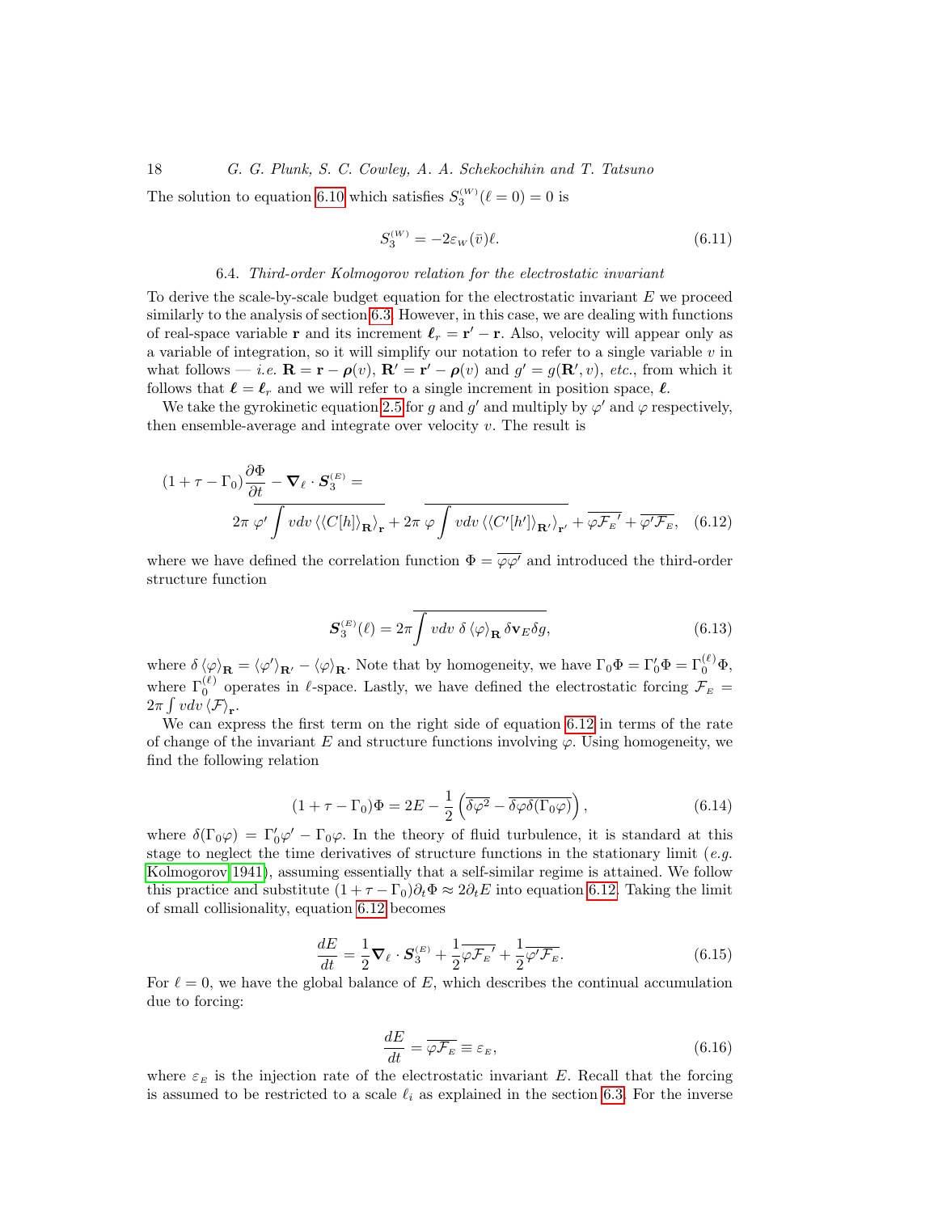The solution to equation 6.10 which satisfies $S_3^{(W)}(\ell = 0) = 0$ is

$$S_3^{(W)} = -2\varepsilon_W(\bar{v})\ell. \tag{6.11}$$

### 6.4. *Third-order Kolmogorov relation for the electrostatic invariant*

To derive the scale-by-scale budget equation for the electrostatic invariant $E$ we proceed similarly to the analysis of section 6.3. However, in this case, we are dealing with functions of real-space variable $\mathbf{r}$ and its increment $\boldsymbol{\ell}_r = \mathbf{r}' - \mathbf{r}$. Also, velocity will appear only as a variable of integration, so it will simplify our notation to refer to a single variable $v$ in what follows — *i.e.* $\mathbf{R} = \mathbf{r} - \boldsymbol{\rho}(v)$, $\mathbf{R}' = \mathbf{r}' - \boldsymbol{\rho}(v)$ and $g' = g(\mathbf{R}', v)$, *etc.*, from which it follows that $\boldsymbol{\ell} = \boldsymbol{\ell}_r$ and we will refer to a single increment in position space, $\boldsymbol{\ell}$.

We take the gyrokinetic equation 2.5 for $g$ and $g'$ and multiply by $\varphi'$ and $\varphi$ respectively, then ensemble-average and integrate over velocity $v$. The result is

$$(1 + \tau - \Gamma_0)\frac{\partial \Phi}{\partial t} - \boldsymbol{\nabla}_\ell \cdot \boldsymbol{S}_3^{(E)} = \\ 2\pi\, \overline{\varphi' \int vdv\, \langle\langle C[h]\rangle_{\mathbf{R}}\rangle_{\mathbf{r}}} + 2\pi\, \overline{\varphi \int vdv\, \langle\langle C'[h']\rangle_{\mathbf{R}'}\rangle_{\mathbf{r}'}} + \overline{\varphi \mathcal{F}_E{}'} + \overline{\varphi' \mathcal{F}_E}, \tag{6.12}$$

where we have defined the correlation function $\Phi = \overline{\varphi\varphi'}$ and introduced the third-order structure function

$$\boldsymbol{S}_3^{(E)}(\boldsymbol{\ell}) = 2\pi \overline{\int vdv\; \delta\left\langle \varphi \right\rangle_{\mathbf{R}} \delta\mathbf{v}_E \delta g}, \tag{6.13}$$

where $\delta\left\langle \varphi \right\rangle_{\mathbf{R}} = \left\langle \varphi' \right\rangle_{\mathbf{R}'} - \left\langle \varphi \right\rangle_{\mathbf{R}}$. Note that by homogeneity, we have $\Gamma_0\Phi = \Gamma_0'\Phi = \Gamma_0^{(\ell)}\Phi$, where $\Gamma_0^{(\ell)}$ operates in $\ell$-space. Lastly, we have defined the electrostatic forcing $\mathcal{F}_E = 2\pi\int vdv\,\langle \mathcal{F}\rangle_{\mathbf{r}}$.

We can express the first term on the right side of equation 6.12 in terms of the rate of change of the invariant $E$ and structure functions involving $\varphi$. Using homogeneity, we find the following relation

$$(1 + \tau - \Gamma_0)\Phi = 2E - \frac{1}{2}\left(\overline{\delta\varphi^2} - \overline{\delta\varphi\delta(\Gamma_0\varphi)}\right), \tag{6.14}$$

where $\delta(\Gamma_0\varphi) = \Gamma_0'\varphi' - \Gamma_0\varphi$. In the theory of fluid turbulence, it is standard at this stage to neglect the time derivatives of structure functions in the stationary limit (*e.g.* Kolmogorov 1941), assuming essentially that a self-similar regime is attained. We follow this practice and substitute $(1 + \tau - \Gamma_0)\partial_t\Phi \approx 2\partial_t E$ into equation 6.12. Taking the limit of small collisionality, equation 6.12 becomes

$$\frac{dE}{dt} = \frac{1}{2}\boldsymbol{\nabla}_\ell \cdot \boldsymbol{S}_3^{(E)} + \frac{1}{2}\overline{\varphi \mathcal{F}_E{}'} + \frac{1}{2}\overline{\varphi' \mathcal{F}_E}. \tag{6.15}$$

For $\ell = 0$, we have the global balance of $E$, which describes the continual accumulation due to forcing:

$$\frac{dE}{dt} = \overline{\varphi \mathcal{F}_E} \equiv \varepsilon_E, \tag{6.16}$$

where $\varepsilon_E$ is the injection rate of the electrostatic invariant $E$. Recall that the forcing is assumed to be restricted to a scale $\ell_i$ as explained in the section 6.3. For the inverse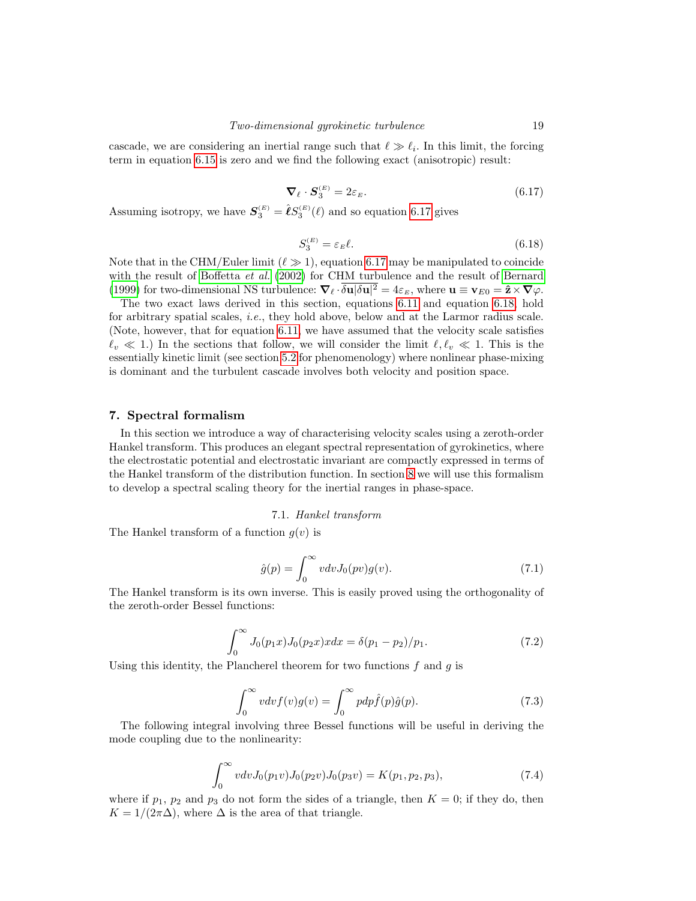cascade, we are considering an inertial range such that $\ell \gg \ell_i$. In this limit, the forcing term in equation 6.15 is zero and we find the following exact (anisotropic) result:

$$\boldsymbol{\nabla}_\ell \cdot \boldsymbol{S}_3^{(E)} = 2\varepsilon_E. \tag{6.17}$$

Assuming isotropy, we have $\boldsymbol{S}_3^{(E)} = \hat{\boldsymbol{\ell}} S_3^{(E)}(\ell)$ and so equation 6.17 gives

$$S_3^{(E)} = \varepsilon_E \ell. \tag{6.18}$$

Note that in the CHM/Euler limit ($\ell \gg 1$), equation 6.17 may be manipulated to coincide with the result of Boffetta *et al.* (2002) for CHM turbulence and the result of Bernard (1999) for two-dimensional NS turbulence: $\boldsymbol{\nabla}_\ell \cdot \overline{\delta \mathbf{u} |\delta \mathbf{u}|^2} = 4\varepsilon_E$, where $\mathbf{u} \equiv \mathbf{v}_{E0} = \hat{\mathbf{z}} \times \boldsymbol{\nabla} \varphi$.

The two exact laws derived in this section, equations 6.11 and equation 6.18, hold for arbitrary spatial scales, *i.e.*, they hold above, below and at the Larmor radius scale. (Note, however, that for equation 6.11, we have assumed that the velocity scale satisfies $\ell_v \ll 1$.) In the sections that follow, we will consider the limit $\ell, \ell_v \ll 1$. This is the essentially kinetic limit (see section 5.2 for phenomenology) where nonlinear phase-mixing is dominant and the turbulent cascade involves both velocity and position space.

## 7. Spectral formalism

In this section we introduce a way of characterising velocity scales using a zeroth-order Hankel transform. This produces an elegant spectral representation of gyrokinetics, where the electrostatic potential and electrostatic invariant are compactly expressed in terms of the Hankel transform of the distribution function. In section 8 we will use this formalism to develop a spectral scaling theory for the inertial ranges in phase-space.

### 7.1. *Hankel transform*

The Hankel transform of a function $g(v)$ is

$$\hat{g}(p) = \int_0^\infty v dv J_0(pv) g(v). \tag{7.1}$$

The Hankel transform is its own inverse. This is easily proved using the orthogonality of the zeroth-order Bessel functions:

$$\int_0^\infty J_0(p_1 x) J_0(p_2 x) x dx = \delta(p_1 - p_2)/p_1. \tag{7.2}$$

Using this identity, the Plancherel theorem for two functions $f$ and $g$ is

$$\int_0^\infty v dv f(v) g(v) = \int_0^\infty p dp \hat{f}(p) \hat{g}(p). \tag{7.3}$$

The following integral involving three Bessel functions will be useful in deriving the mode coupling due to the nonlinearity:

$$\int_0^\infty v dv J_0(p_1 v) J_0(p_2 v) J_0(p_3 v) = K(p_1, p_2, p_3), \tag{7.4}$$

where if $p_1$, $p_2$ and $p_3$ do not form the sides of a triangle, then $K = 0$; if they do, then $K = 1/(2\pi\Delta)$, where $\Delta$ is the area of that triangle.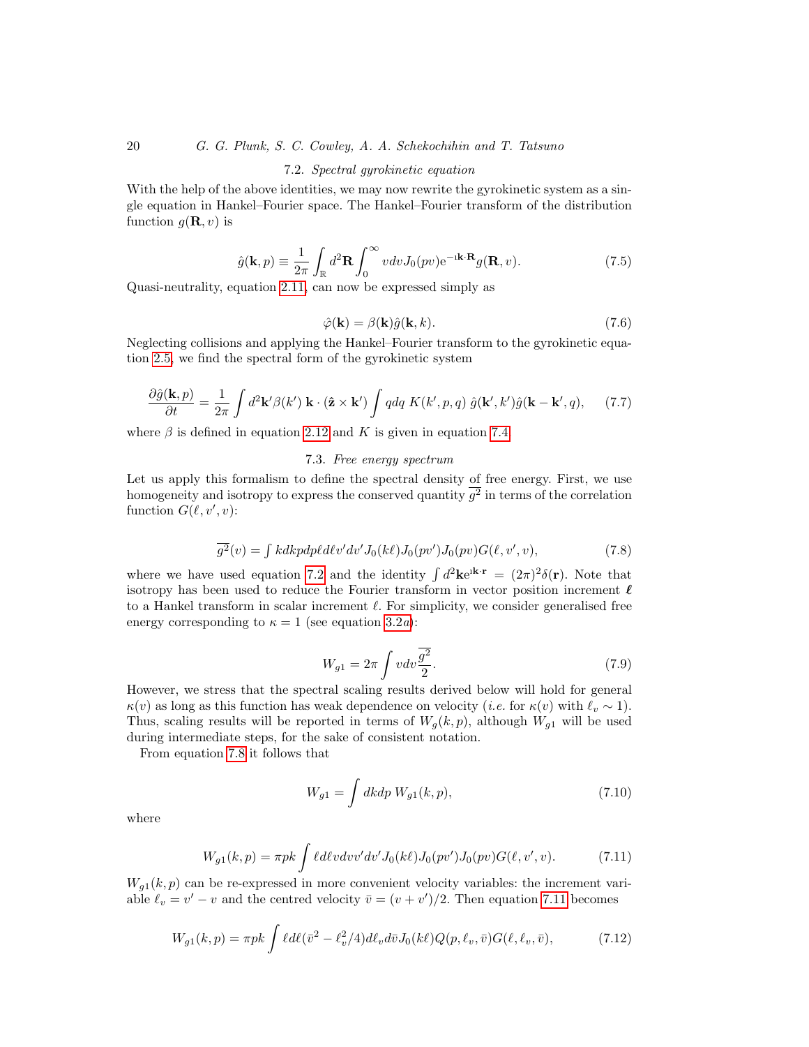### 7.2. *Spectral gyrokinetic equation*

With the help of the above identities, we may now rewrite the gyrokinetic system as a single equation in Hankel–Fourier space. The Hankel–Fourier transform of the distribution function $g(\mathbf{R}, v)$ is

$$\hat{g}(\mathbf{k}, p) \equiv \frac{1}{2\pi} \int_{\mathbb{R}} d^2\mathbf{R} \int_0^\infty v dv J_0(pv) \mathrm{e}^{-\imath \mathbf{k}\cdot\mathbf{R}} g(\mathbf{R}, v). \tag{7.5}$$

Quasi-neutrality, equation 2.11, can now be expressed simply as

$$\hat{\varphi}(\mathbf{k}) = \beta(\mathbf{k})\hat{g}(\mathbf{k}, k). \tag{7.6}$$

Neglecting collisions and applying the Hankel–Fourier transform to the gyrokinetic equation 2.5, we find the spectral form of the gyrokinetic system

$$\frac{\partial \hat{g}(\mathbf{k}, p)}{\partial t} = \frac{1}{2\pi} \int d^2\mathbf{k}' \beta(k')\, \mathbf{k} \cdot (\hat{\mathbf{z}} \times \mathbf{k}') \int q dq\; K(k', p, q)\; \hat{g}(\mathbf{k}', k')\hat{g}(\mathbf{k} - \mathbf{k}', q), \tag{7.7}$$

where $\beta$ is defined in equation 2.12 and $K$ is given in equation 7.4.

### 7.3. *Free energy spectrum*

Let us apply this formalism to define the spectral density of free energy. First, we use homogeneity and isotropy to express the conserved quantity $\overline{g^2}$ in terms of the correlation function $G(\ell, v', v)$:

$$\overline{g^2}(v) = \textstyle\int k dk p dp \ell d\ell v' dv' J_0(k\ell) J_0(pv') J_0(pv) G(\ell, v', v), \tag{7.8}$$

where we have used equation 7.2 and the identity $\int d^2\mathbf{k} \mathrm{e}^{\imath \mathbf{k}\cdot\mathbf{r}} = (2\pi)^2 \delta(\mathbf{r})$. Note that isotropy has been used to reduce the Fourier transform in vector position increment $\boldsymbol{\ell}$ to a Hankel transform in scalar increment $\ell$. For simplicity, we consider generalised free energy corresponding to $\kappa = 1$ (see equation 3.2$a$):

$$W_{g1} = 2\pi \int v dv \frac{\overline{g^2}}{2}. \tag{7.9}$$

However, we stress that the spectral scaling results derived below will hold for general $\kappa(v)$ as long as this function has weak dependence on velocity (*i.e.* for $\kappa(v)$ with $\ell_v \sim 1$). Thus, scaling results will be reported in terms of $W_g(k, p)$, although $W_{g1}$ will be used during intermediate steps, for the sake of consistent notation.

From equation 7.8 it follows that

$$W_{g1} = \int dk dp\, W_{g1}(k, p), \tag{7.10}$$

where

$$W_{g1}(k, p) = \pi p k \int \ell d\ell v dv v' dv' J_0(k\ell) J_0(pv') J_0(pv) G(\ell, v', v). \tag{7.11}$$

$W_{g1}(k, p)$ can be re-expressed in more convenient velocity variables: the increment variable $\ell_v = v' - v$ and the centred velocity $\bar{v} = (v + v')/2$. Then equation 7.11 becomes

$$W_{g1}(k, p) = \pi p k \int \ell d\ell (\bar{v}^2 - \ell_v^2/4) d\ell_v d\bar{v} J_0(k\ell) Q(p, \ell_v, \bar{v}) G(\ell, \ell_v, \bar{v}), \tag{7.12}$$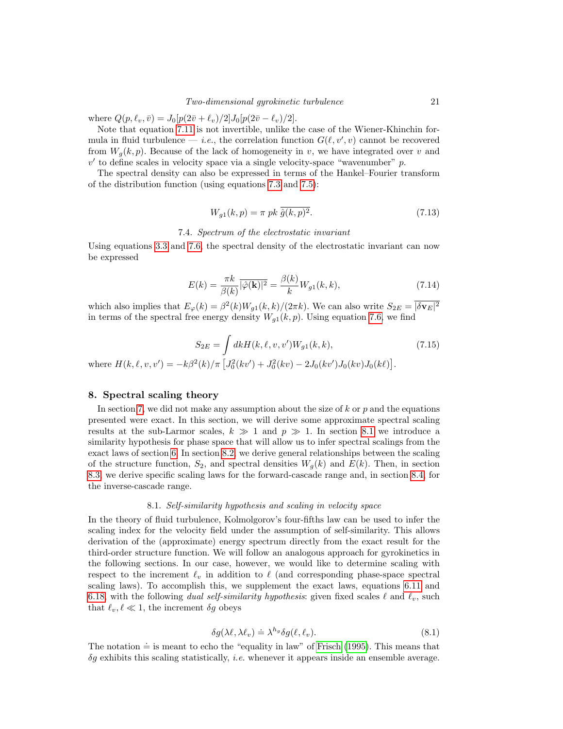where $Q(p, \ell_v, \bar{v}) = J_0[p(2\bar{v} + \ell_v)/2]J_0[p(2\bar{v} - \ell_v)/2]$.

Note that equation 7.11 is not invertible, unlike the case of the Wiener-Khinchin formula in fluid turbulence — *i.e.*, the correlation function $G(\ell, v', v)$ cannot be recovered from $W_g(k, p)$. Because of the lack of homogeneity in $v$, we have integrated over $v$ and $v'$ to define scales in velocity space via a single velocity-space "wavenumber" $p$.

The spectral density can also be expressed in terms of the Hankel–Fourier transform of the distribution function (using equations 7.3 and 7.5):

$$W_{g1}(k, p) = \pi \; pk \; \overline{\hat{g}(k, p)^2}. \tag{7.13}$$

### 7.4. *Spectrum of the electrostatic invariant*

Using equations 3.3 and 7.6, the spectral density of the electrostatic invariant can now be expressed

$$E(k) = \frac{\pi k}{\beta(k)} \overline{|\hat{\varphi}(\mathbf{k})|^2} = \frac{\beta(k)}{k} W_{g1}(k, k), \tag{7.14}$$

which also implies that $E_\varphi(k) = \beta^2(k) W_{g1}(k, k)/(2\pi k)$. We can also write $S_{2E} = \overline{|\delta \mathbf{v}_E|^2}$ in terms of the spectral free energy density $W_{g1}(k, p)$. Using equation 7.6, we find

$$S_{2E} = \int dk H(k, \ell, v, v') W_{g1}(k, k), \tag{7.15}$$

where $H(k, \ell, v, v') = -k\beta^2(k)/\pi \left[J_0^2(kv') + J_0^2(kv) - 2J_0(kv')J_0(kv)J_0(k\ell)\right]$.

## 8. Spectral scaling theory

In section 7, we did not make any assumption about the size of $k$ or $p$ and the equations presented were exact. In this section, we will derive some approximate spectral scaling results at the sub-Larmor scales, $k \gg 1$ and $p \gg 1$. In section 8.1 we introduce a similarity hypothesis for phase space that will allow us to infer spectral scalings from the exact laws of section 6. In section 8.2, we derive general relationships between the scaling of the structure function, $S_2$, and spectral densities $W_g(k)$ and $E(k)$. Then, in section 8.3, we derive specific scaling laws for the forward-cascade range and, in section 8.4, for the inverse-cascade range.

### 8.1. *Self-similarity hypothesis and scaling in velocity space*

In the theory of fluid turbulence, Kolmolgorov's four-fifths law can be used to infer the scaling index for the velocity field under the assumption of self-similarity. This allows derivation of the (approximate) energy spectrum directly from the exact result for the third-order structure function. We will follow an analogous approach for gyrokinetics in the following sections. In our case, however, we would like to determine scaling with respect to the increment $\ell_v$ in addition to $\ell$ (and corresponding phase-space spectral scaling laws). To accomplish this, we supplement the exact laws, equations 6.11 and 6.18, with the following *dual self-similarity hypothesis*: given fixed scales $\ell$ and $\ell_v$, such that $\ell_v, \ell \ll 1$, the increment $\delta g$ obeys

$$\delta g(\lambda \ell, \lambda \ell_v) \doteq \lambda^{h_g} \delta g(\ell, \ell_v). \tag{8.1}$$

The notation $\doteq$ is meant to echo the "equality in law" of Frisch (1995). This means that $\delta g$ exhibits this scaling statistically, *i.e.* whenever it appears inside an ensemble average.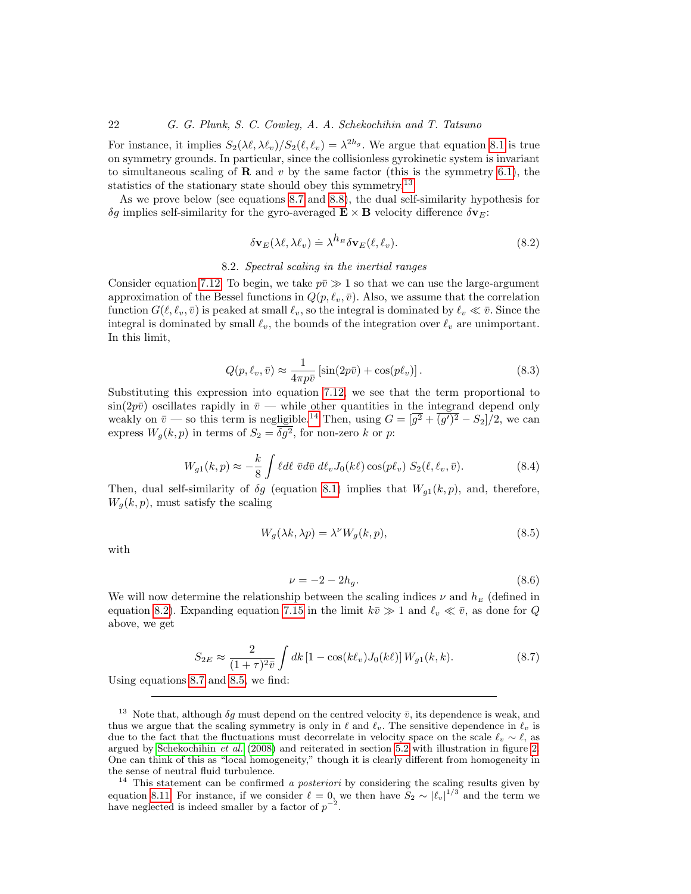For instance, it implies $S_2(\lambda\ell, \lambda\ell_v)/S_2(\ell, \ell_v) = \lambda^{2h_g}$. We argue that equation 8.1 is true on symmetry grounds. In particular, since the collisionless gyrokinetic system is invariant to simultaneous scaling of $\mathbf{R}$ and $v$ by the same factor (this is the symmetry (6.1)), the statistics of the stationary state should obey this symmetry.[13]

As we prove below (see equations 8.7 and 8.8), the dual self-similarity hypothesis for $\delta g$ implies self-similarity for the gyro-averaged $\mathbf{E} \times \mathbf{B}$ velocity difference $\delta \mathbf{v}_E$:

$$\delta \mathbf{v}_E(\lambda\ell, \lambda\ell_v) \doteq \lambda^{h_E} \delta \mathbf{v}_E(\ell, \ell_v). \tag{8.2}$$

### 8.2. *Spectral scaling in the inertial ranges*

Consider equation 7.12. To begin, we take $p\bar{v} \gg 1$ so that we can use the large-argument approximation of the Bessel functions in $Q(p, \ell_v, \bar{v})$. Also, we assume that the correlation function $G(\ell, \ell_v, \bar{v})$ is peaked at small $\ell_v$, so the integral is dominated by $\ell_v \ll \bar{v}$. Since the integral is dominated by small $\ell_v$, the bounds of the integration over $\ell_v$ are unimportant. In this limit,

$$Q(p, \ell_v, \bar{v}) \approx \frac{1}{4\pi p \bar{v}} \left[\sin(2p\bar{v}) + \cos(p\ell_v)\right]. \tag{8.3}$$

Substituting this expression into equation 7.12, we see that the term proportional to $\sin(2p\bar{v})$ oscillates rapidly in $\bar{v}$ — while other quantities in the integrand depend only weakly on $\bar{v}$ — so this term is negligible.[14] Then, using $G = [\overline{g^2} + \overline{(g')^2} - S_2]/2$, we can express $W_g(k, p)$ in terms of $S_2 = \overline{\delta g^2}$, for non-zero $k$ or $p$:

$$W_{g1}(k, p) \approx -\frac{k}{8} \int \ell d\ell \; \bar{v} d\bar{v} \; d\ell_v J_0(k\ell) \cos(p\ell_v) \; S_2(\ell, \ell_v, \bar{v}). \tag{8.4}$$

Then, dual self-similarity of $\delta g$ (equation 8.1) implies that $W_{g1}(k, p)$, and, therefore, $W_g(k, p)$, must satisfy the scaling

$$W_g(\lambda k, \lambda p) = \lambda^{\nu} W_g(k, p), \tag{8.5}$$

with

$$\nu = -2 - 2h_g. \tag{8.6}$$

We will now determine the relationship between the scaling indices $\nu$ and $h_E$ (defined in equation 8.2). Expanding equation 7.15 in the limit $k\bar{v} \gg 1$ and $\ell_v \ll \bar{v}$, as done for $Q$ above, we get

$$S_{2E} \approx \frac{2}{(1+\tau)^2 \bar{v}} \int dk \left[1 - \cos(k\ell_v) J_0(k\ell)\right] W_{g1}(k, k). \tag{8.7}$$

Using equations 8.7 and 8.5, we find:

---

[13] Note that, although $\delta g$ must depend on the centred velocity $\bar{v}$, its dependence is weak, and thus we argue that the scaling symmetry is only in $\ell$ and $\ell_v$. The sensitive dependence in $\ell_v$ is due to the fact that the fluctuations must decorrelate in velocity space on the scale $\ell_v \sim \ell$, as argued by Schekochihin *et al.* (2008) and reiterated in section 5.2 with illustration in figure 2. One can think of this as "local homogeneity," though it is clearly different from homogeneity in the sense of neutral fluid turbulence.

[14] This statement can be confirmed *a posteriori* by considering the scaling results given by equation 8.11. For instance, if we consider $\ell = 0$, we then have $S_2 \sim |\ell_v|^{1/3}$ and the term we have neglected is indeed smaller by a factor of $p^{-2}$.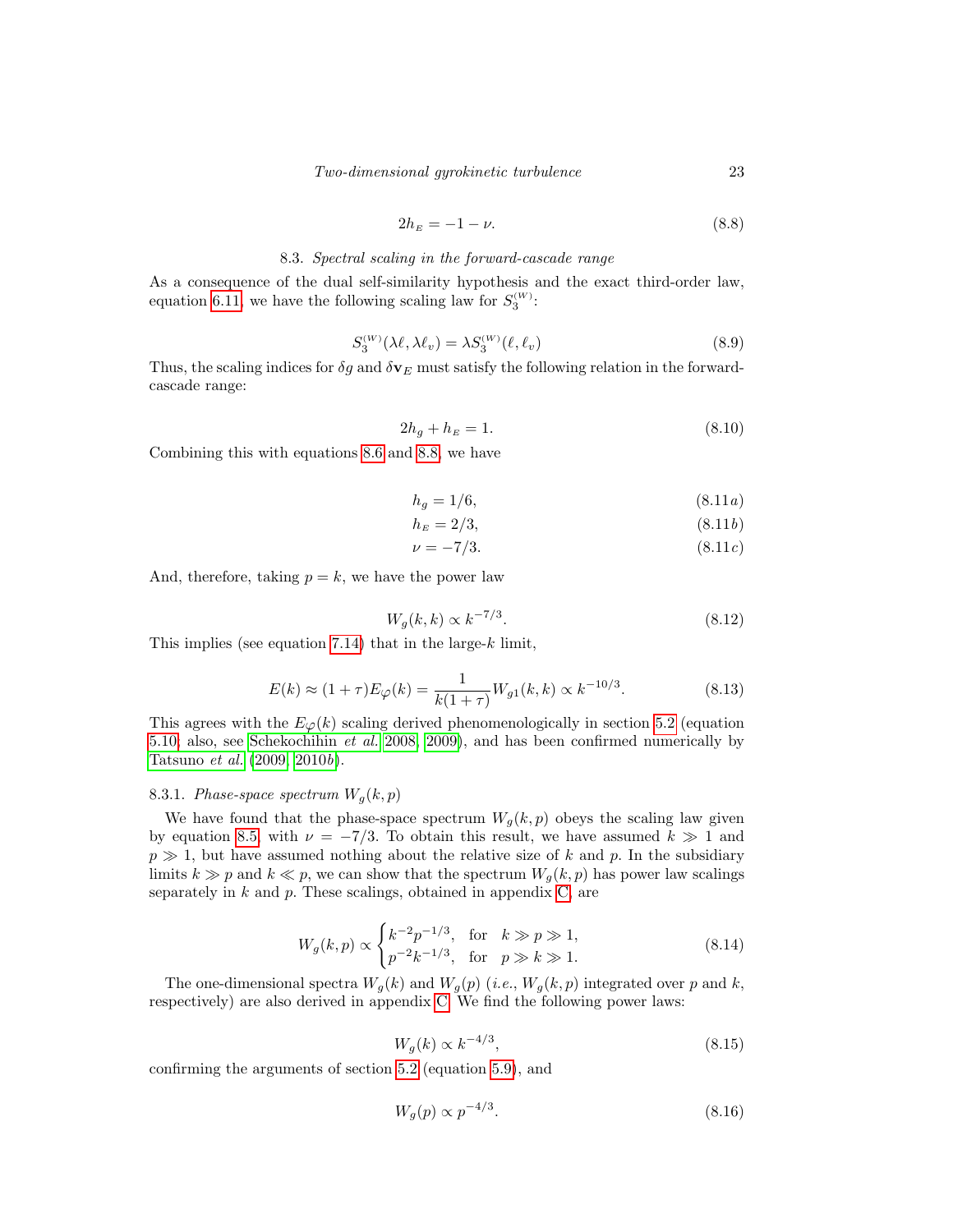$$2h_{E} = -1 - \nu. \tag{8.8}$$

### 8.3. *Spectral scaling in the forward-cascade range*

As a consequence of the dual self-similarity hypothesis and the exact third-order law, equation 6.11, we have the following scaling law for $S_3^{(W)}$:

$$S_3^{(W)}(\lambda\ell, \lambda\ell_v) = \lambda S_3^{(W)}(\ell, \ell_v) \tag{8.9}$$

Thus, the scaling indices for $\delta g$ and $\delta \mathbf{v}_E$ must satisfy the following relation in the forward-cascade range:

$$2h_g + h_{E} = 1. \tag{8.10}$$

Combining this with equations 8.6 and 8.8, we have

$$h_g = 1/6, \tag{8.11a}$$

$$h_{E} = 2/3, \tag{8.11b}$$

$$\nu = -7/3. \tag{8.11c}$$

And, therefore, taking $p = k$, we have the power law

$$W_g(k,k) \propto k^{-7/3}. \tag{8.12}$$

This implies (see equation 7.14) that in the large-$k$ limit,

$$E(k) \approx (1+\tau)E_{\varphi}(k) = \frac{1}{k(1+\tau)} W_{g1}(k,k) \propto k^{-10/3}. \tag{8.13}$$

This agrees with the $E_{\varphi}(k)$ scaling derived phenomenologically in section 5.2 (equation 5.10; also, see Schekochihin *et al.* 2008, 2009), and has been confirmed numerically by Tatsuno *et al.* (2009, 2010*b*).

#### 8.3.1. *Phase-space spectrum $W_g(k,p)$*

We have found that the phase-space spectrum $W_g(k,p)$ obeys the scaling law given by equation 8.5, with $\nu = -7/3$. To obtain this result, we have assumed $k \gg 1$ and $p \gg 1$, but have assumed nothing about the relative size of $k$ and $p$. In the subsidiary limits $k \gg p$ and $k \ll p$, we can show that the spectrum $W_g(k,p)$ has power law scalings separately in $k$ and $p$. These scalings, obtained in appendix C, are

$$W_g(k,p) \propto \begin{cases} k^{-2}p^{-1/3}, & \text{for} \quad k \gg p \gg 1, \\ p^{-2}k^{-1/3}, & \text{for} \quad p \gg k \gg 1. \end{cases} \tag{8.14}$$

The one-dimensional spectra $W_g(k)$ and $W_g(p)$ (*i.e.*, $W_g(k,p)$ integrated over $p$ and $k$, respectively) are also derived in appendix C. We find the following power laws:

$$W_g(k) \propto k^{-4/3}, \tag{8.15}$$

confirming the arguments of section 5.2 (equation 5.9), and

$$W_g(p) \propto p^{-4/3}. \tag{8.16}$$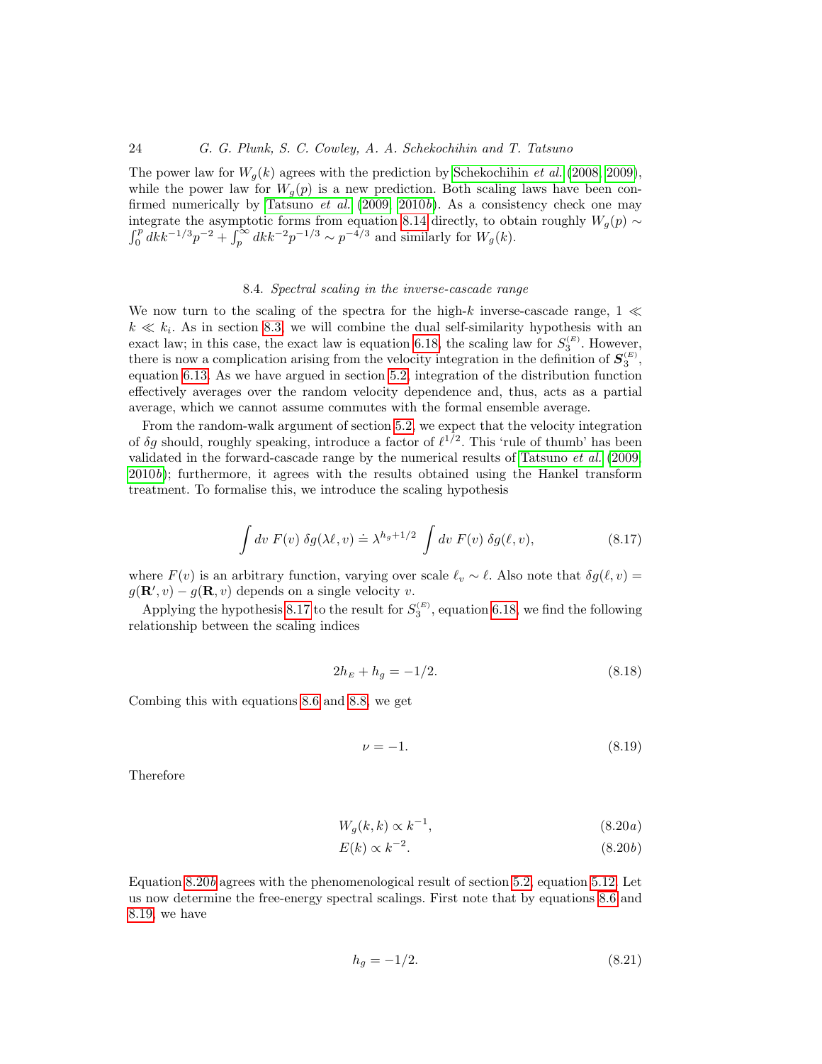The power law for $W_g(k)$ agrees with the prediction by Schekochihin *et al.* (2008, 2009), while the power law for $W_g(p)$ is a new prediction. Both scaling laws have been confirmed numerically by Tatsuno *et al.* (2009, 2010*b*). As a consistency check one may integrate the asymptotic forms from equation 8.14 directly, to obtain roughly $W_g(p) \sim \int_0^p dk k^{-1/3} p^{-2} + \int_p^\infty dk k^{-2} p^{-1/3} \sim p^{-4/3}$ and similarly for $W_g(k)$.

### 8.4. *Spectral scaling in the inverse-cascade range*

We now turn to the scaling of the spectra for the high-$k$ inverse-cascade range, $1 \ll k \ll k_i$. As in section 8.3, we will combine the dual self-similarity hypothesis with an exact law; in this case, the exact law is equation 6.18, the scaling law for $S_3^{(E)}$. However, there is now a complication arising from the velocity integration in the definition of $\boldsymbol{S}_3^{(E)}$, equation 6.13. As we have argued in section 5.2, integration of the distribution function effectively averages over the random velocity dependence and, thus, acts as a partial average, which we cannot assume commutes with the formal ensemble average.

From the random-walk argument of section 5.2, we expect that the velocity integration of $\delta g$ should, roughly speaking, introduce a factor of $\ell^{1/2}$. This 'rule of thumb' has been validated in the forward-cascade range by the numerical results of Tatsuno *et al.* (2009, 2010*b*); furthermore, it agrees with the results obtained using the Hankel transform treatment. To formalise this, we introduce the scaling hypothesis

$$\int dv\, F(v)\, \delta g(\lambda \ell, v) \doteq \lambda^{h_g + 1/2} \int dv\, F(v)\, \delta g(\ell, v), \tag{8.17}$$

where $F(v)$ is an arbitrary function, varying over scale $\ell_v \sim \ell$. Also note that $\delta g(\ell, v) = g(\mathbf{R}', v) - g(\mathbf{R}, v)$ depends on a single velocity $v$.

Applying the hypothesis 8.17 to the result for $S_3^{(E)}$, equation 6.18, we find the following relationship between the scaling indices

$$2h_E + h_g = -1/2. \tag{8.18}$$

Combing this with equations 8.6 and 8.8, we get

$$\nu = -1. \tag{8.19}$$

Therefore

$$W_g(k,k) \propto k^{-1}, \tag{8.20a}$$

$$E(k) \propto k^{-2}. \tag{8.20b}$$

Equation 8.20*b* agrees with the phenomenological result of section 5.2, equation 5.12. Let us now determine the free-energy spectral scalings. First note that by equations 8.6 and 8.19, we have

$$h_g = -1/2. \tag{8.21}$$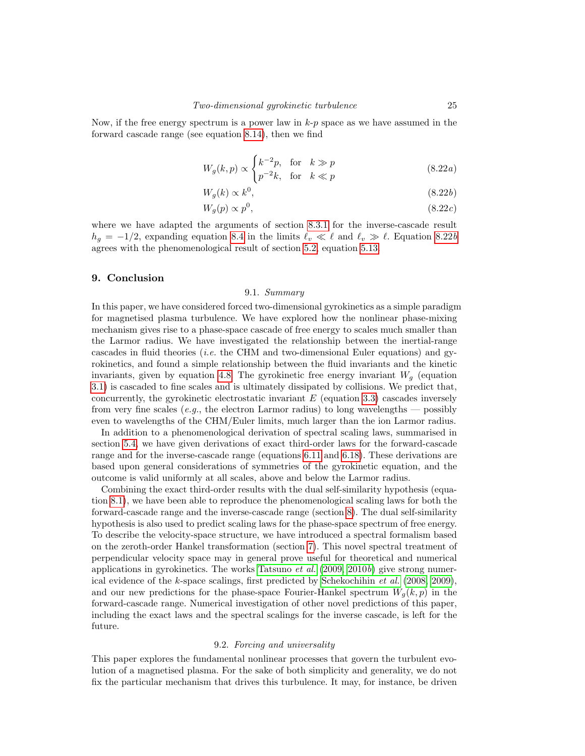Now, if the free energy spectrum is a power law in $k$-$p$ space as we have assumed in the forward cascade range (see equation 8.14), then we find

$$
W_g(k,p) \propto \begin{cases} k^{-2}p, & \text{for} \quad k \gg p \\ p^{-2}k, & \text{for} \quad k \ll p \end{cases} \tag{8.22$a$}
$$

$$
W_g(k) \propto k^0, \tag{8.22$b$}
$$

$$
W_g(p) \propto p^0, \tag{8.22$c$}
$$

where we have adapted the arguments of section 8.3.1 for the inverse-cascade result $h_g = -1/2$, expanding equation 8.4 in the limits $\ell_v \ll \ell$ and $\ell_v \gg \ell$. Equation 8.22$b$ agrees with the phenomenological result of section 5.2, equation 5.13.

## 9. Conclusion

### 9.1. *Summary*

In this paper, we have considered forced two-dimensional gyrokinetics as a simple paradigm for magnetised plasma turbulence. We have explored how the nonlinear phase-mixing mechanism gives rise to a phase-space cascade of free energy to scales much smaller than the Larmor radius. We have investigated the relationship between the inertial-range cascades in fluid theories (*i.e.* the CHM and two-dimensional Euler equations) and gyrokinetics, and found a simple relationship between the fluid invariants and the kinetic invariants, given by equation 4.8. The gyrokinetic free energy invariant $W_g$ (equation 3.1) is cascaded to fine scales and is ultimately dissipated by collisions. We predict that, concurrently, the gyrokinetic electrostatic invariant $E$ (equation 3.3) cascades inversely from very fine scales (*e.g.*, the electron Larmor radius) to long wavelengths — possibly even to wavelengths of the CHM/Euler limits, much larger than the ion Larmor radius.

In addition to a phenomenological derivation of spectral scaling laws, summarised in section 5.4, we have given derivations of exact third-order laws for the forward-cascade range and for the inverse-cascade range (equations 6.11 and 6.18). These derivations are based upon general considerations of symmetries of the gyrokinetic equation, and the outcome is valid uniformly at all scales, above and below the Larmor radius.

Combining the exact third-order results with the dual self-similarity hypothesis (equation 8.1), we have been able to reproduce the phenomenological scaling laws for both the forward-cascade range and the inverse-cascade range (section 8). The dual self-similarity hypothesis is also used to predict scaling laws for the phase-space spectrum of free energy. To describe the velocity-space structure, we have introduced a spectral formalism based on the zeroth-order Hankel transformation (section 7). This novel spectral treatment of perpendicular velocity space may in general prove useful for theoretical and numerical applications in gyrokinetics. The works Tatsuno *et al.* (2009, 2010*b*) give strong numerical evidence of the $k$-space scalings, first predicted by Schekochihin *et al.* (2008, 2009), and our new predictions for the phase-space Fourier-Hankel spectrum $W_g(k,p)$ in the forward-cascade range. Numerical investigation of other novel predictions of this paper, including the exact laws and the spectral scalings for the inverse cascade, is left for the future.

### 9.2. *Forcing and universality*

This paper explores the fundamental nonlinear processes that govern the turbulent evolution of a magnetised plasma. For the sake of both simplicity and generality, we do not fix the particular mechanism that drives this turbulence. It may, for instance, be driven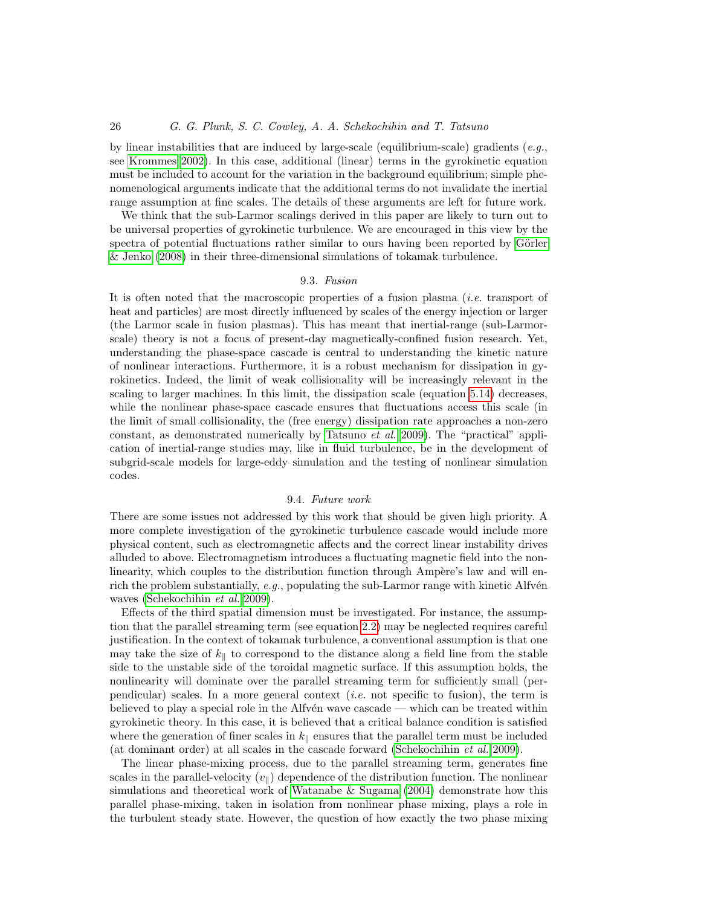by linear instabilities that are induced by large-scale (equilibrium-scale) gradients (*e.g.*, see Krommes 2002). In this case, additional (linear) terms in the gyrokinetic equation must be included to account for the variation in the background equilibrium; simple phenomenological arguments indicate that the additional terms do not invalidate the inertial range assumption at fine scales. The details of these arguments are left for future work.

We think that the sub-Larmor scalings derived in this paper are likely to turn out to be universal properties of gyrokinetic turbulence. We are encouraged in this view by the spectra of potential fluctuations rather similar to ours having been reported by Görler & Jenko (2008) in their three-dimensional simulations of tokamak turbulence.

### 9.3. *Fusion*

It is often noted that the macroscopic properties of a fusion plasma (*i.e.* transport of heat and particles) are most directly influenced by scales of the energy injection or larger (the Larmor scale in fusion plasmas). This has meant that inertial-range (sub-Larmor-scale) theory is not a focus of present-day magnetically-confined fusion research. Yet, understanding the phase-space cascade is central to understanding the kinetic nature of nonlinear interactions. Furthermore, it is a robust mechanism for dissipation in gyrokinetics. Indeed, the limit of weak collisionality will be increasingly relevant in the scaling to larger machines. In this limit, the dissipation scale (equation 5.14) decreases, while the nonlinear phase-space cascade ensures that fluctuations access this scale (in the limit of small collisionality, the (free energy) dissipation rate approaches a non-zero constant, as demonstrated numerically by Tatsuno *et al.* 2009). The "practical" application of inertial-range studies may, like in fluid turbulence, be in the development of subgrid-scale models for large-eddy simulation and the testing of nonlinear simulation codes.

### 9.4. *Future work*

There are some issues not addressed by this work that should be given high priority. A more complete investigation of the gyrokinetic turbulence cascade would include more physical content, such as electromagnetic affects and the correct linear instability drives alluded to above. Electromagnetism introduces a fluctuating magnetic field into the nonlinearity, which couples to the distribution function through Ampère's law and will enrich the problem substantially, *e.g.*, populating the sub-Larmor range with kinetic Alfvén waves (Schekochihin *et al.* 2009).

Effects of the third spatial dimension must be investigated. For instance, the assumption that the parallel streaming term (see equation 2.2) may be neglected requires careful justification. In the context of tokamak turbulence, a conventional assumption is that one may take the size of $k_{\parallel}$ to correspond to the distance along a field line from the stable side to the unstable side of the toroidal magnetic surface. If this assumption holds, the nonlinearity will dominate over the parallel streaming term for sufficiently small (perpendicular) scales. In a more general context (*i.e.* not specific to fusion), the term is believed to play a special role in the Alfvén wave cascade — which can be treated within gyrokinetic theory. In this case, it is believed that a critical balance condition is satisfied where the generation of finer scales in $k_{\parallel}$ ensures that the parallel term must be included (at dominant order) at all scales in the cascade forward (Schekochihin *et al.* 2009).

The linear phase-mixing process, due to the parallel streaming term, generates fine scales in the parallel-velocity ($v_{\parallel}$) dependence of the distribution function. The nonlinear simulations and theoretical work of Watanabe & Sugama (2004) demonstrate how this parallel phase-mixing, taken in isolation from nonlinear phase mixing, plays a role in the turbulent steady state. However, the question of how exactly the two phase mixing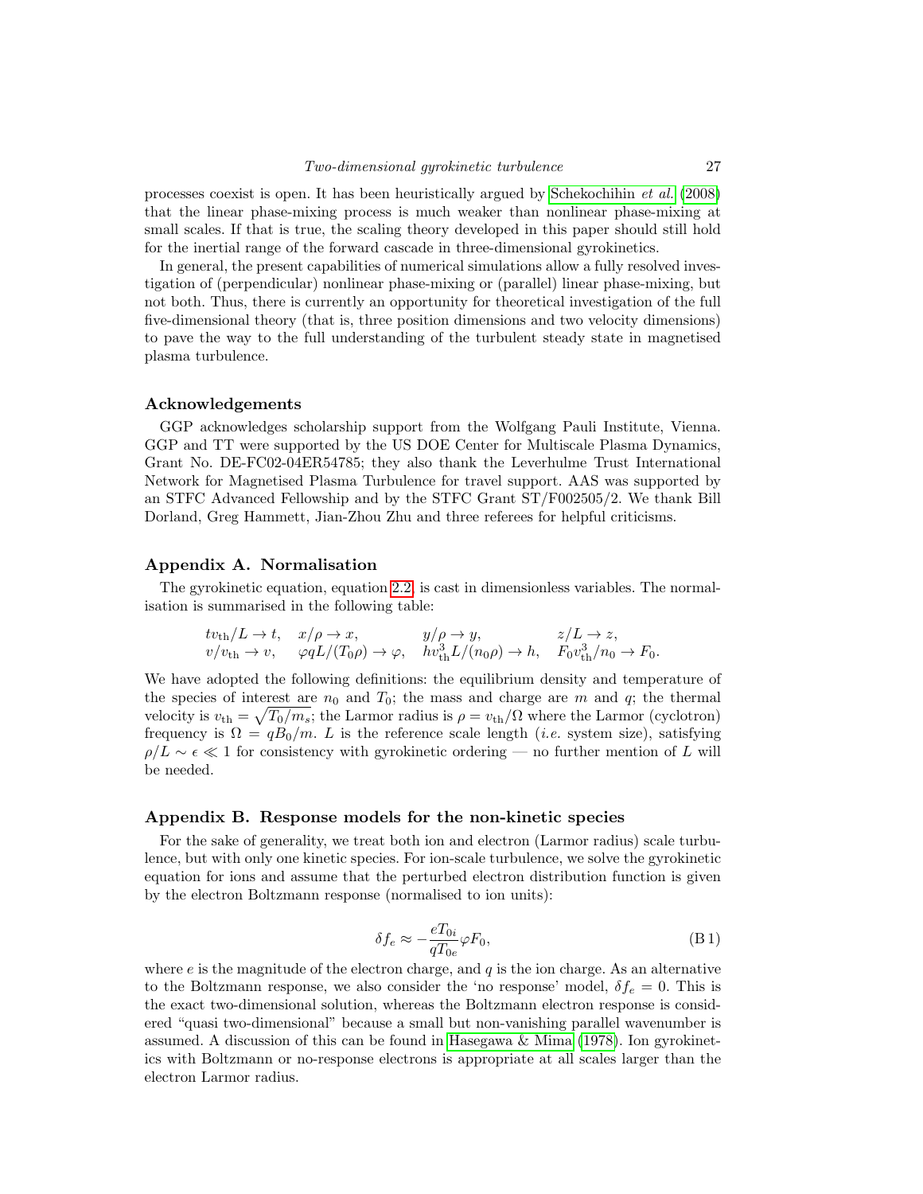processes coexist is open. It has been heuristically argued by Schekochihin *et al.* (2008) that the linear phase-mixing process is much weaker than nonlinear phase-mixing at small scales. If that is true, the scaling theory developed in this paper should still hold for the inertial range of the forward cascade in three-dimensional gyrokinetics.

In general, the present capabilities of numerical simulations allow a fully resolved investigation of (perpendicular) nonlinear phase-mixing or (parallel) linear phase-mixing, but not both. Thus, there is currently an opportunity for theoretical investigation of the full five-dimensional theory (that is, three position dimensions and two velocity dimensions) to pave the way to the full understanding of the turbulent steady state in magnetised plasma turbulence.

## Acknowledgements

GGP acknowledges scholarship support from the Wolfgang Pauli Institute, Vienna. GGP and TT were supported by the US DOE Center for Multiscale Plasma Dynamics, Grant No. DE-FC02-04ER54785; they also thank the Leverhulme Trust International Network for Magnetised Plasma Turbulence for travel support. AAS was supported by an STFC Advanced Fellowship and by the STFC Grant ST/F002505/2. We thank Bill Dorland, Greg Hammett, Jian-Zhou Zhu and three referees for helpful criticisms.

## Appendix A. Normalisation

The gyrokinetic equation, equation 2.2, is cast in dimensionless variables. The normalisation is summarised in the following table:

$$
\begin{array}{llll}
tv_{\rm th}/L \to t, & x/\rho \to x, & y/\rho \to y, & z/L \to z, \\
v/v_{\rm th} \to v, & \varphi q L/(T_0 \rho) \to \varphi, & h v_{\rm th}^3 L/(n_0 \rho) \to h, & F_0 v_{\rm th}^3/n_0 \to F_0.
\end{array}
$$

We have adopted the following definitions: the equilibrium density and temperature of the species of interest are $n_0$ and $T_0$; the mass and charge are $m$ and $q$; the thermal velocity is $v_{\rm th} = \sqrt{T_0/m_s}$; the Larmor radius is $\rho = v_{\rm th}/\Omega$ where the Larmor (cyclotron) frequency is $\Omega = qB_0/m$. $L$ is the reference scale length (*i.e.* system size), satisfying $\rho/L \sim \epsilon \ll 1$ for consistency with gyrokinetic ordering — no further mention of $L$ will be needed.

## Appendix B. Response models for the non-kinetic species

For the sake of generality, we treat both ion and electron (Larmor radius) scale turbulence, but with only one kinetic species. For ion-scale turbulence, we solve the gyrokinetic equation for ions and assume that the perturbed electron distribution function is given by the electron Boltzmann response (normalised to ion units):

$$
\delta f_e \approx -\frac{eT_{0i}}{qT_{0e}} \varphi F_0, \tag{B 1}
$$

where $e$ is the magnitude of the electron charge, and $q$ is the ion charge. As an alternative to the Boltzmann response, we also consider the 'no response' model, $\delta f_e = 0$. This is the exact two-dimensional solution, whereas the Boltzmann electron response is considered "quasi two-dimensional" because a small but non-vanishing parallel wavenumber is assumed. A discussion of this can be found in Hasegawa & Mima (1978). Ion gyrokinetics with Boltzmann or no-response electrons is appropriate at all scales larger than the electron Larmor radius.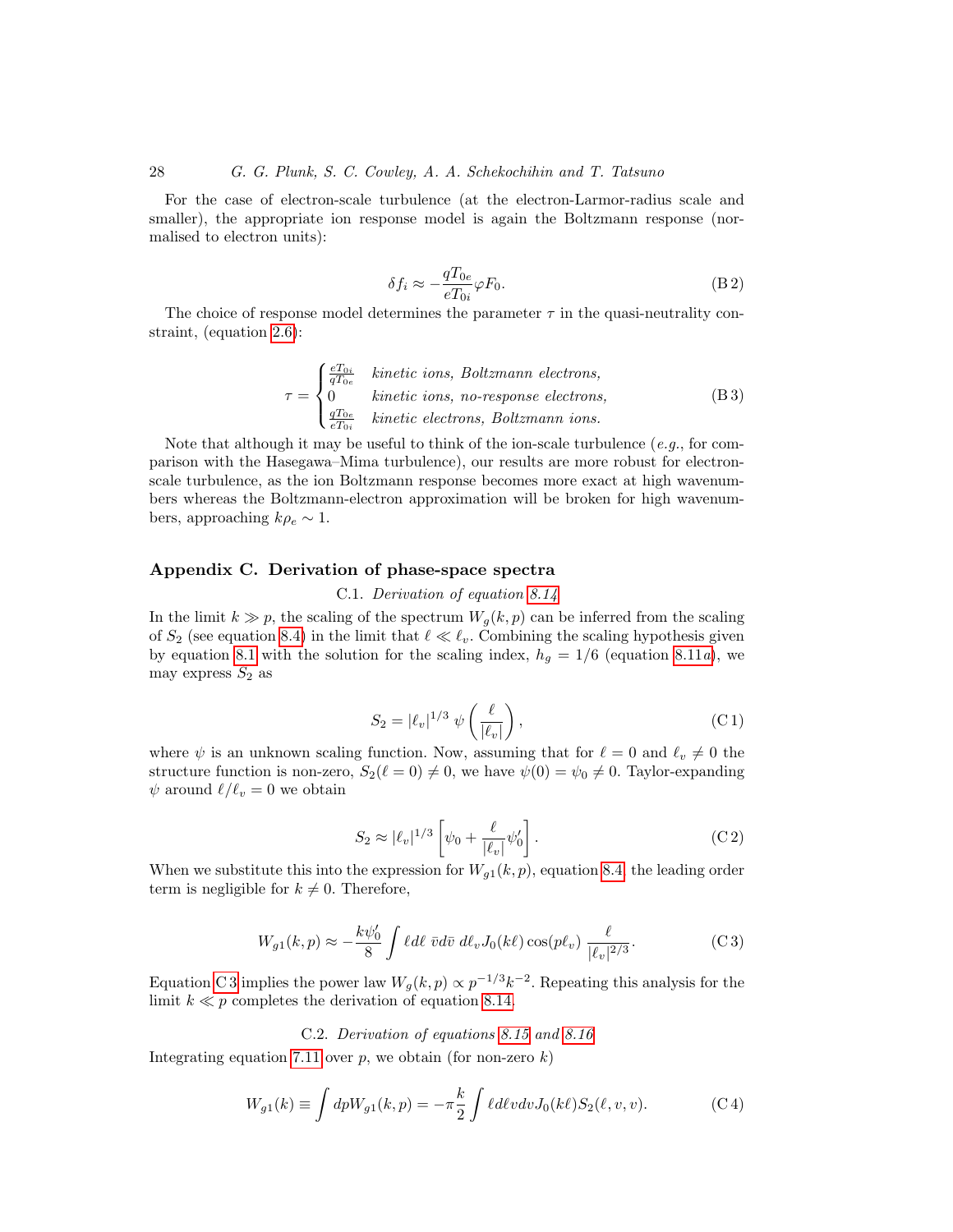For the case of electron-scale turbulence (at the electron-Larmor-radius scale and smaller), the appropriate ion response model is again the Boltzmann response (normalised to electron units):

$$\delta f_i \approx -\frac{qT_{0e}}{eT_{0i}}\varphi F_0. \tag{B 2}$$

The choice of response model determines the parameter $\tau$ in the quasi-neutrality constraint, (equation 2.6):

$$\tau = \begin{cases} \frac{eT_{0i}}{qT_{0e}} & \textit{kinetic ions, Boltzmann electrons,} \\ 0 & \textit{kinetic ions, no-response electrons,} \\ \frac{qT_{0e}}{eT_{0i}} & \textit{kinetic electrons, Boltzmann ions.} \end{cases} \tag{B 3}$$

Note that although it may be useful to think of the ion-scale turbulence (*e.g.*, for comparison with the Hasegawa–Mima turbulence), our results are more robust for electron-scale turbulence, as the ion Boltzmann response becomes more exact at high wavenumbers whereas the Boltzmann-electron approximation will be broken for high wavenumbers, approaching $k\rho_e \sim 1$.

## Appendix C. Derivation of phase-space spectra

### C.1. *Derivation of equation 8.14*

In the limit $k \gg p$, the scaling of the spectrum $W_g(k,p)$ can be inferred from the scaling of $S_2$ (see equation 8.4) in the limit that $\ell \ll \ell_v$. Combining the scaling hypothesis given by equation 8.1 with the solution for the scaling index, $h_g = 1/6$ (equation 8.11*a*), we may express $S_2$ as

$$S_2 = |\ell_v|^{1/3}\, \psi\left(\frac{\ell}{|\ell_v|}\right), \tag{C 1}$$

where $\psi$ is an unknown scaling function. Now, assuming that for $\ell = 0$ and $\ell_v \neq 0$ the structure function is non-zero, $S_2(\ell = 0) \neq 0$, we have $\psi(0) = \psi_0 \neq 0$. Taylor-expanding $\psi$ around $\ell/\ell_v = 0$ we obtain

$$S_2 \approx |\ell_v|^{1/3}\left[\psi_0 + \frac{\ell}{|\ell_v|}\psi_0'\right]. \tag{C 2}$$

When we substitute this into the expression for $W_{g1}(k,p)$, equation 8.4, the leading order term is negligible for $k \neq 0$. Therefore,

$$W_{g1}(k,p) \approx -\frac{k\psi_0'}{8}\int \ell d\ell\ \bar{v}d\bar{v}\ d\ell_v J_0(k\ell)\cos(p\ell_v)\ \frac{\ell}{|\ell_v|^{2/3}}. \tag{C 3}$$

Equation C 3 implies the power law $W_g(k,p) \propto p^{-1/3}k^{-2}$. Repeating this analysis for the limit $k \ll p$ completes the derivation of equation 8.14.

### C.2. *Derivation of equations 8.15 and 8.16*

Integrating equation 7.11 over $p$, we obtain (for non-zero $k$)

$$W_{g1}(k) \equiv \int dp W_{g1}(k,p) = -\pi\frac{k}{2}\int \ell d\ell v dv J_0(k\ell) S_2(\ell, v, v). \tag{C 4}$$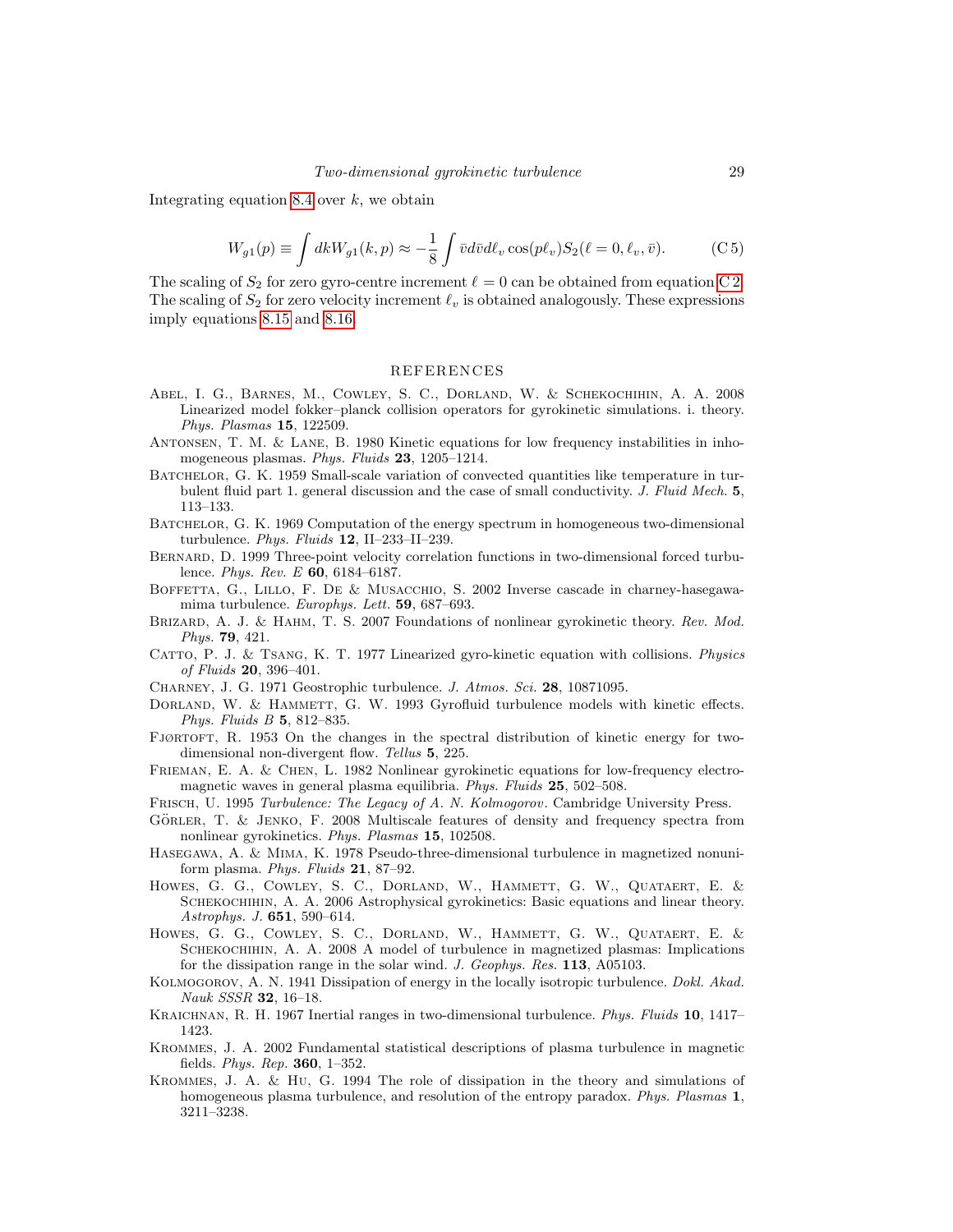Integrating equation 8.4 over $k$, we obtain

$$W_{g1}(p) \equiv \int dk W_{g1}(k,p) \approx -\frac{1}{8}\int \bar{v}d\bar{v}d\ell_v \cos(p\ell_v) S_2(\ell=0,\ell_v,\bar{v}). \tag{C 5}$$

The scaling of $S_2$ for zero gyro-centre increment $\ell = 0$ can be obtained from equation C 2. The scaling of $S_2$ for zero velocity increment $\ell_v$ is obtained analogously. These expressions imply equations 8.15 and 8.16.

## REFERENCES

Abel, I. G., Barnes, M., Cowley, S. C., Dorland, W. & Schekochihin, A. A. 2008 Linearized model fokker–planck collision operators for gyrokinetic simulations. i. theory. *Phys. Plasmas* **15**, 122509.

Antonsen, T. M. & Lane, B. 1980 Kinetic equations for low frequency instabilities in inhomogeneous plasmas. *Phys. Fluids* **23**, 1205–1214.

Batchelor, G. K. 1959 Small-scale variation of convected quantities like temperature in turbulent fluid part 1. general discussion and the case of small conductivity. *J. Fluid Mech.* **5**, 113–133.

Batchelor, G. K. 1969 Computation of the energy spectrum in homogeneous two-dimensional turbulence. *Phys. Fluids* **12**, II–233–II–239.

Bernard, D. 1999 Three-point velocity correlation functions in two-dimensional forced turbulence. *Phys. Rev. E* **60**, 6184–6187.

Boffetta, G., Lillo, F. De & Musacchio, S. 2002 Inverse cascade in charney-hasegawa-mima turbulence. *Europhys. Lett.* **59**, 687–693.

Brizard, A. J. & Hahm, T. S. 2007 Foundations of nonlinear gyrokinetic theory. *Rev. Mod. Phys.* **79**, 421.

Catto, P. J. & Tsang, K. T. 1977 Linearized gyro-kinetic equation with collisions. *Physics of Fluids* **20**, 396–401.

Charney, J. G. 1971 Geostrophic turbulence. *J. Atmos. Sci.* **28**, 10871095.

Dorland, W. & Hammett, G. W. 1993 Gyrofluid turbulence models with kinetic effects. *Phys. Fluids B* **5**, 812–835.

Fjørtoft, R. 1953 On the changes in the spectral distribution of kinetic energy for two-dimensional non-divergent flow. *Tellus* **5**, 225.

Frieman, E. A. & Chen, L. 1982 Nonlinear gyrokinetic equations for low-frequency electromagnetic waves in general plasma equilibria. *Phys. Fluids* **25**, 502–508.

Frisch, U. 1995 *Turbulence: The Legacy of A. N. Kolmogorov*. Cambridge University Press.

Görler, T. & Jenko, F. 2008 Multiscale features of density and frequency spectra from nonlinear gyrokinetics. *Phys. Plasmas* **15**, 102508.

Hasegawa, A. & Mima, K. 1978 Pseudo-three-dimensional turbulence in magnetized nonuniform plasma. *Phys. Fluids* **21**, 87–92.

Howes, G. G., Cowley, S. C., Dorland, W., Hammett, G. W., Quataert, E. & Schekochihin, A. A. 2006 Astrophysical gyrokinetics: Basic equations and linear theory. *Astrophys. J.* **651**, 590–614.

Howes, G. G., Cowley, S. C., Dorland, W., Hammett, G. W., Quataert, E. & Schekochihin, A. A. 2008 A model of turbulence in magnetized plasmas: Implications for the dissipation range in the solar wind. *J. Geophys. Res.* **113**, A05103.

Kolmogorov, A. N. 1941 Dissipation of energy in the locally isotropic turbulence. *Dokl. Akad. Nauk SSSR* **32**, 16–18.

Kraichnan, R. H. 1967 Inertial ranges in two-dimensional turbulence. *Phys. Fluids* **10**, 1417–1423.

Krommes, J. A. 2002 Fundamental statistical descriptions of plasma turbulence in magnetic fields. *Phys. Rep.* **360**, 1–352.

Krommes, J. A. & Hu, G. 1994 The role of dissipation in the theory and simulations of homogeneous plasma turbulence, and resolution of the entropy paradox. *Phys. Plasmas* **1**, 3211–3238.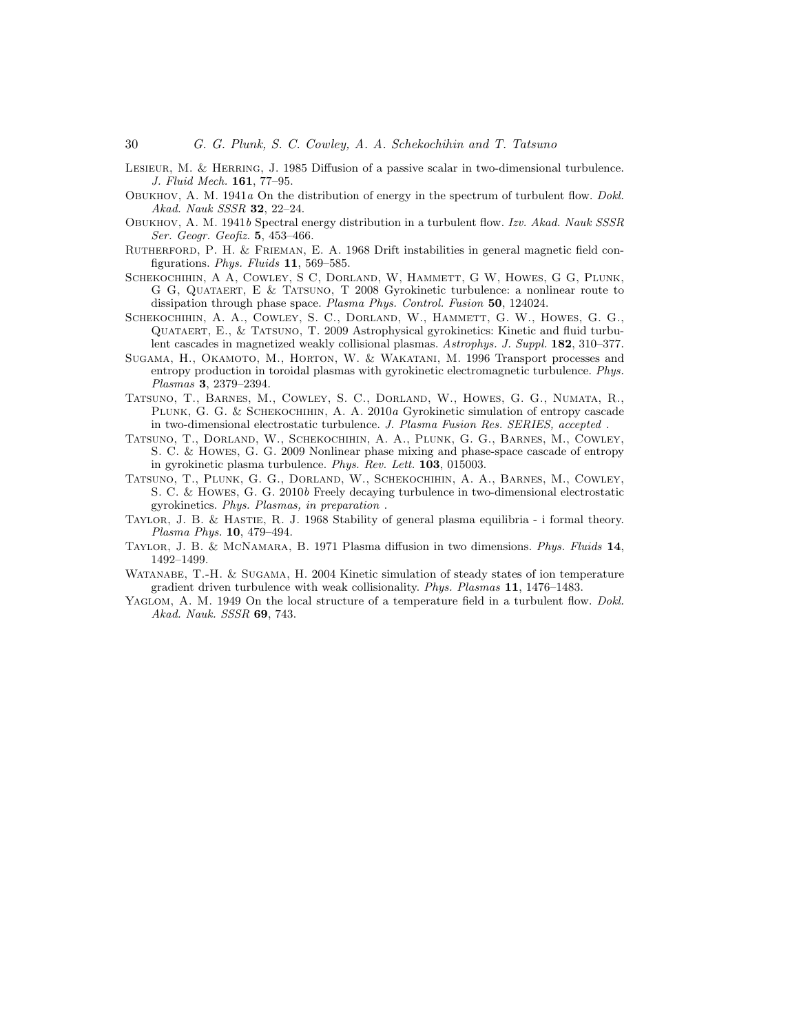Lesieur, M. & Herring, J. 1985 Diffusion of a passive scalar in two-dimensional turbulence. *J. Fluid Mech.* **161**, 77–95.

Obukhov, A. M. 1941*a* On the distribution of energy in the spectrum of turbulent flow. *Dokl. Akad. Nauk SSSR* **32**, 22–24.

Obukhov, A. M. 1941*b* Spectral energy distribution in a turbulent flow. *Izv. Akad. Nauk SSSR Ser. Geogr. Geofiz.* **5**, 453–466.

Rutherford, P. H. & Frieman, E. A. 1968 Drift instabilities in general magnetic field configurations. *Phys. Fluids* **11**, 569–585.

Schekochihin, A A, Cowley, S C, Dorland, W, Hammett, G W, Howes, G G, Plunk, G G, Quataert, E & Tatsuno, T 2008 Gyrokinetic turbulence: a nonlinear route to dissipation through phase space. *Plasma Phys. Control. Fusion* **50**, 124024.

Schekochihin, A. A., Cowley, S. C., Dorland, W., Hammett, G. W., Howes, G. G., Quataert, E., & Tatsuno, T. 2009 Astrophysical gyrokinetics: Kinetic and fluid turbulent cascades in magnetized weakly collisional plasmas. *Astrophys. J. Suppl.* **182**, 310–377.

Sugama, H., Okamoto, M., Horton, W. & Wakatani, M. 1996 Transport processes and entropy production in toroidal plasmas with gyrokinetic electromagnetic turbulence. *Phys. Plasmas* **3**, 2379–2394.

Tatsuno, T., Barnes, M., Cowley, S. C., Dorland, W., Howes, G. G., Numata, R., Plunk, G. G. & Schekochihin, A. A. 2010*a* Gyrokinetic simulation of entropy cascade in two-dimensional electrostatic turbulence. *J. Plasma Fusion Res. SERIES, accepted* .

Tatsuno, T., Dorland, W., Schekochihin, A. A., Plunk, G. G., Barnes, M., Cowley, S. C. & Howes, G. G. 2009 Nonlinear phase mixing and phase-space cascade of entropy in gyrokinetic plasma turbulence. *Phys. Rev. Lett.* **103**, 015003.

Tatsuno, T., Plunk, G. G., Dorland, W., Schekochihin, A. A., Barnes, M., Cowley, S. C. & Howes, G. G. 2010*b* Freely decaying turbulence in two-dimensional electrostatic gyrokinetics. *Phys. Plasmas, in preparation* .

Taylor, J. B. & Hastie, R. J. 1968 Stability of general plasma equilibria - i formal theory. *Plasma Phys.* **10**, 479–494.

Taylor, J. B. & McNamara, B. 1971 Plasma diffusion in two dimensions. *Phys. Fluids* **14**, 1492–1499.

Watanabe, T.-H. & Sugama, H. 2004 Kinetic simulation of steady states of ion temperature gradient driven turbulence with weak collisionality. *Phys. Plasmas* **11**, 1476–1483.

Yaglom, A. M. 1949 On the local structure of a temperature field in a turbulent flow. *Dokl. Akad. Nauk. SSSR* **69**, 743.